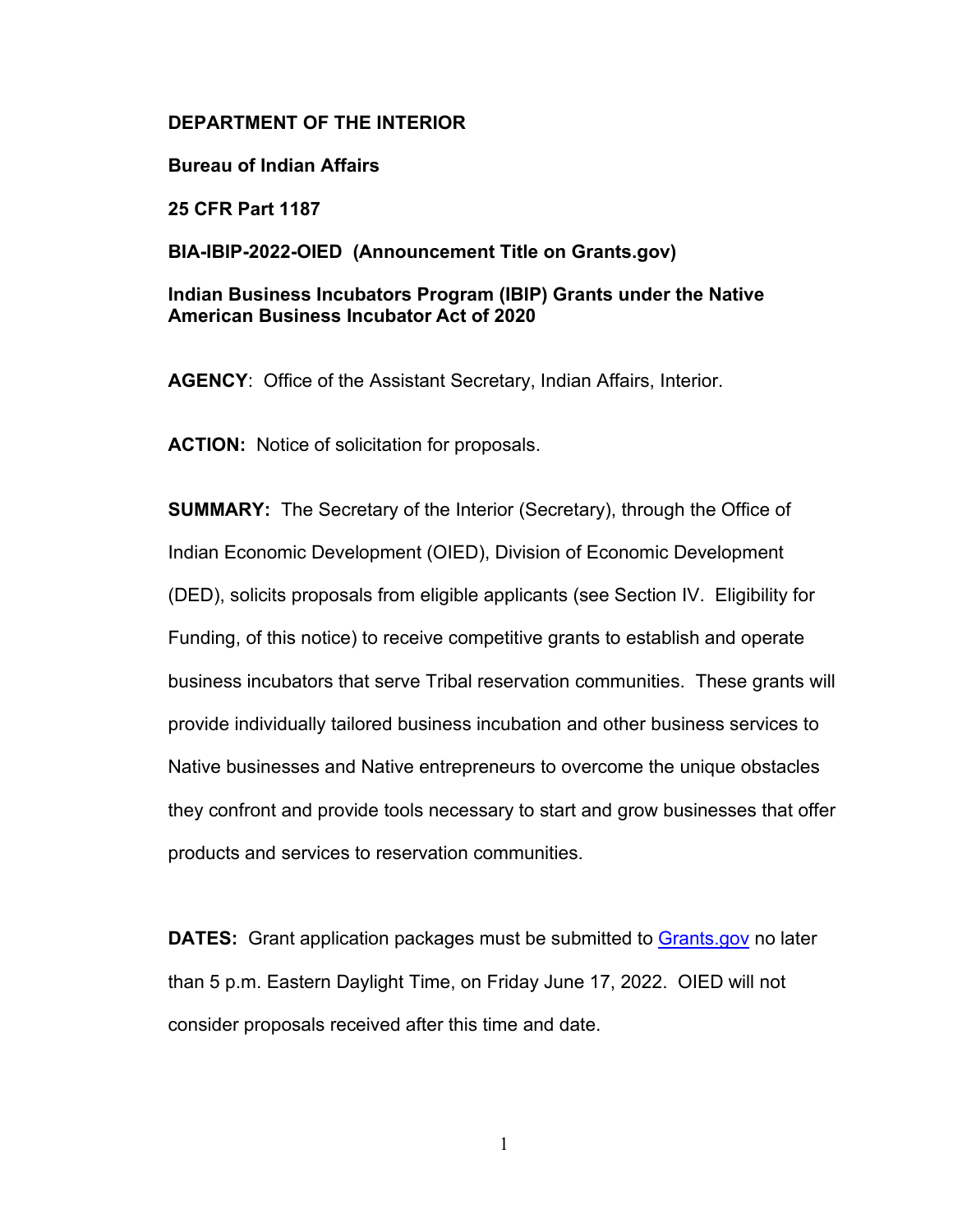**DEPARTMENT OF THE INTERIOR**

**Bureau of Indian Affairs**

**25 CFR Part 1187**

**BIA-IBIP-2022-OIED (Announcement Title on Grants.gov)**

**Indian Business Incubators Program (IBIP) Grants under the Native American Business Incubator Act of 2020**

**AGENCY**: Office of the Assistant Secretary, Indian Affairs, Interior.

**ACTION:** Notice of solicitation for proposals.

**SUMMARY:** The Secretary of the Interior (Secretary), through the Office of Indian Economic Development (OIED), Division of Economic Development (DED), solicits proposals from eligible applicants (see Section IV. Eligibility for Funding, of this notice) to receive competitive grants to establish and operate business incubators that serve Tribal reservation communities. These grants will provide individually tailored business incubation and other business services to Native businesses and Native entrepreneurs to overcome the unique obstacles they confront and provide tools necessary to start and grow businesses that offer products and services to reservation communities.

**DATES:** Grant application packages must be submitted to [Grants.gov](Grants.gov) no later than 5 p.m. Eastern Daylight Time, on Friday June 17, 2022. OIED will not consider proposals received after this time and date.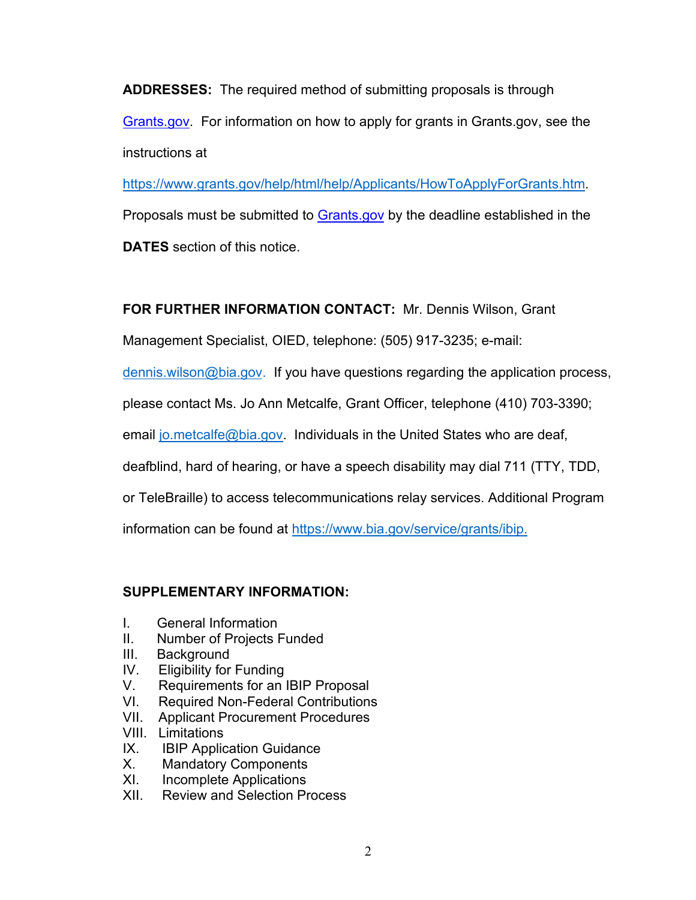**ADDRESSES:** The required method of submitting proposals is through [Grants.gov](https://www.grants.gov). For information on how to apply for grants in Grants.gov, see the instructions at [https://www.grants.gov/help/html/help/Applicants/HowToApplyForGrants.htm](https://www.grants.gov/help/html/help/Applicants/HowToApplyForGrants.htm). Proposals must be submitted to [Grants.gov](https://www.grants.gov) by the deadline established in the **DATES** section of this notice.

**FOR FURTHER INFORMATION CONTACT:** Mr. Dennis Wilson, Grant Management Specialist, OIED, telephone: (505) 917-3235; e-mail: [dennis.wilson@bia.gov](mailto:dennis.wilson@bia.gov). If you have questions regarding the application process, please contact Ms. Jo Ann Metcalfe, Grant Officer, telephone (410) 703-3390; email [jo.metcalfe@bia.gov](mailto:jo.metcalfe@bia.gov). Individuals in the United States who are deaf, deafblind, hard of hearing, or have a speech disability may dial 711 (TTY, TDD, or TeleBraille) to access telecommunications relay services. Additional Program information can be found at [https://www.bia.gov/service/grants/ibip.](https://www.bia.gov/service/grants/ibip)

**SUPPLEMENTARY INFORMATION:**

I. General Information
II. Number of Projects Funded
III. Background
IV. Eligibility for Funding
V. Requirements for an IBIP Proposal
VI. Required Non-Federal Contributions
VII. Applicant Procurement Procedures
VIII. Limitations
IX. IBIP Application Guidance
X. Mandatory Components
XI. Incomplete Applications
XII. Review and Selection Process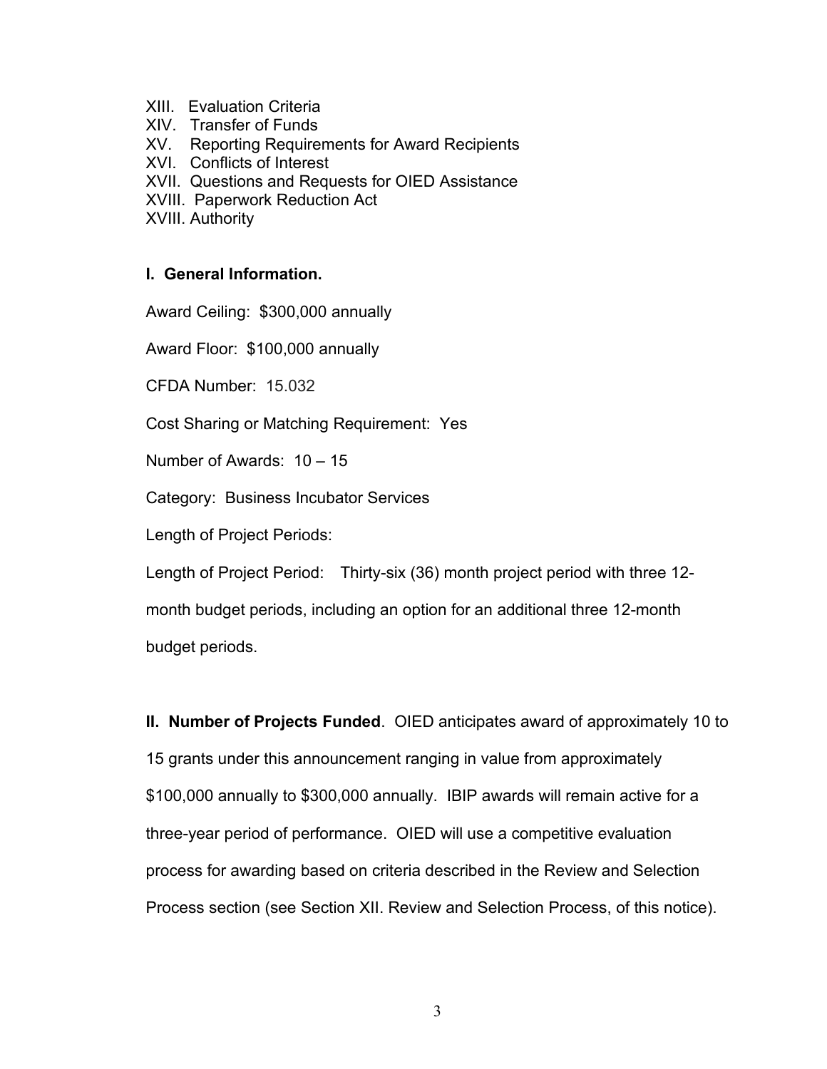XIII. Evaluation Criteria
XIV. Transfer of Funds
XV. Reporting Requirements for Award Recipients
XVI. Conflicts of Interest
XVII. Questions and Requests for OIED Assistance
XVIII. Paperwork Reduction Act
XVIII. Authority

**I. General Information.**

Award Ceiling: $300,000 annually

Award Floor: $100,000 annually

CFDA Number: 15.032

Cost Sharing or Matching Requirement: Yes

Number of Awards: 10 – 15

Category: Business Incubator Services

Length of Project Periods:

Length of Project Period: Thirty-six (36) month project period with three 12-month budget periods, including an option for an additional three 12-month budget periods.

**II. Number of Projects Funded**. OIED anticipates award of approximately 10 to 15 grants under this announcement ranging in value from approximately $100,000 annually to $300,000 annually. IBIP awards will remain active for a three-year period of performance. OIED will use a competitive evaluation process for awarding based on criteria described in the Review and Selection Process section (see Section XII. Review and Selection Process, of this notice).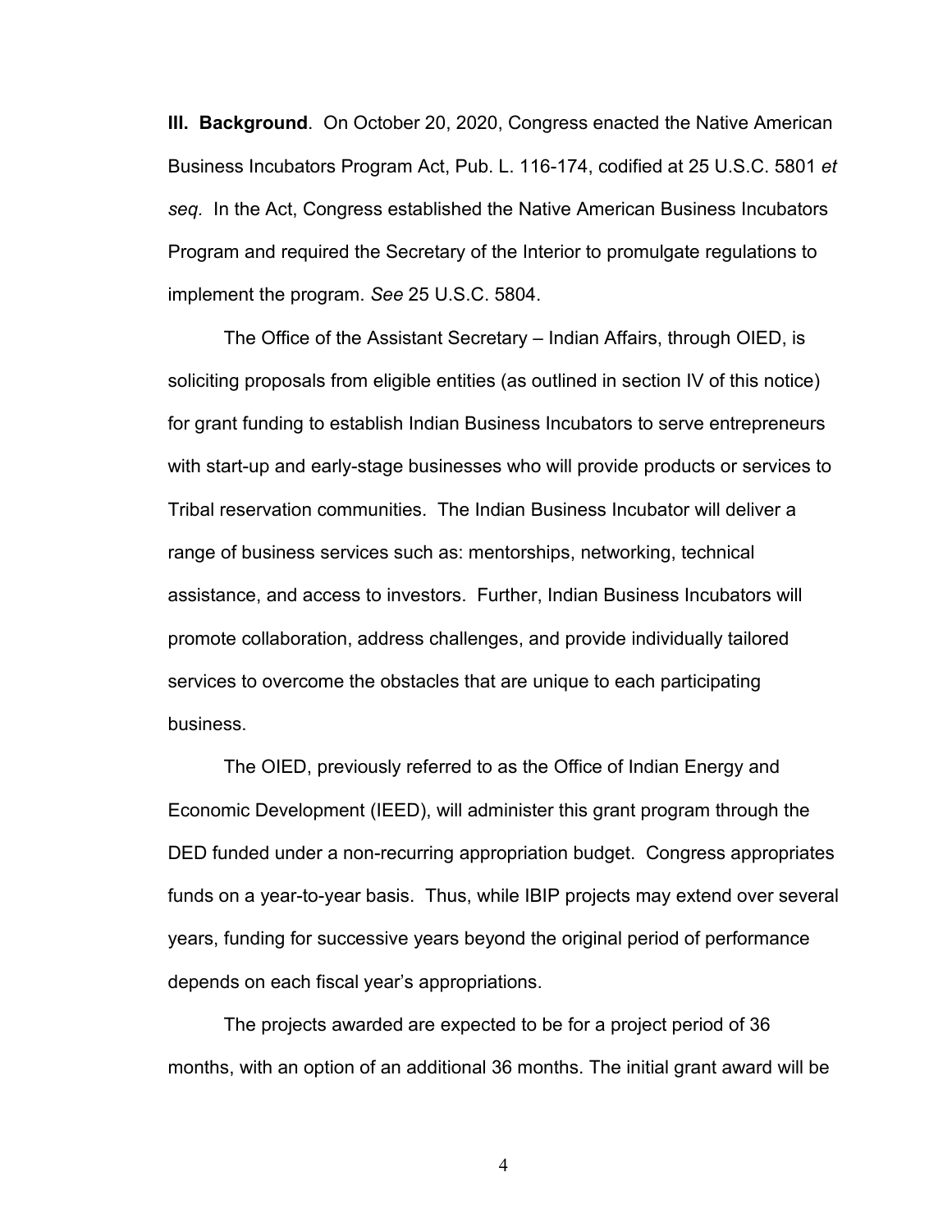**III. Background**. On October 20, 2020, Congress enacted the Native American Business Incubators Program Act, Pub. L. 116-174, codified at 25 U.S.C. 5801 *et seq.* In the Act, Congress established the Native American Business Incubators Program and required the Secretary of the Interior to promulgate regulations to implement the program. *See* 25 U.S.C. 5804.

The Office of the Assistant Secretary – Indian Affairs, through OIED, is soliciting proposals from eligible entities (as outlined in section IV of this notice) for grant funding to establish Indian Business Incubators to serve entrepreneurs with start-up and early-stage businesses who will provide products or services to Tribal reservation communities. The Indian Business Incubator will deliver a range of business services such as: mentorships, networking, technical assistance, and access to investors. Further, Indian Business Incubators will promote collaboration, address challenges, and provide individually tailored services to overcome the obstacles that are unique to each participating business.

The OIED, previously referred to as the Office of Indian Energy and Economic Development (IEED), will administer this grant program through the DED funded under a non-recurring appropriation budget. Congress appropriates funds on a year-to-year basis. Thus, while IBIP projects may extend over several years, funding for successive years beyond the original period of performance depends on each fiscal year's appropriations.

The projects awarded are expected to be for a project period of 36 months, with an option of an additional 36 months. The initial grant award will be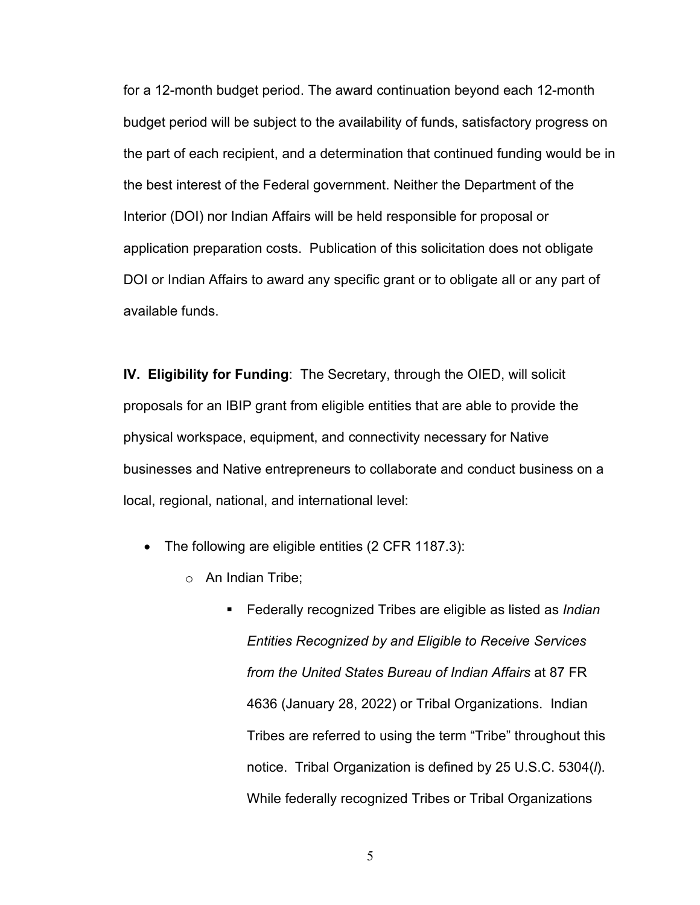for a 12-month budget period. The award continuation beyond each 12-month budget period will be subject to the availability of funds, satisfactory progress on the part of each recipient, and a determination that continued funding would be in the best interest of the Federal government. Neither the Department of the Interior (DOI) nor Indian Affairs will be held responsible for proposal or application preparation costs. Publication of this solicitation does not obligate DOI or Indian Affairs to award any specific grant or to obligate all or any part of available funds.

**IV. Eligibility for Funding**: The Secretary, through the OIED, will solicit proposals for an IBIP grant from eligible entities that are able to provide the physical workspace, equipment, and connectivity necessary for Native businesses and Native entrepreneurs to collaborate and conduct business on a local, regional, national, and international level:

- The following are eligible entities (2 CFR 1187.3):
  - An Indian Tribe;
    - Federally recognized Tribes are eligible as listed as *Indian Entities Recognized by and Eligible to Receive Services from the United States Bureau of Indian Affairs* at 87 FR 4636 (January 28, 2022) or Tribal Organizations. Indian Tribes are referred to using the term "Tribe" throughout this notice. Tribal Organization is defined by 25 U.S.C. 5304(*l*). While federally recognized Tribes or Tribal Organizations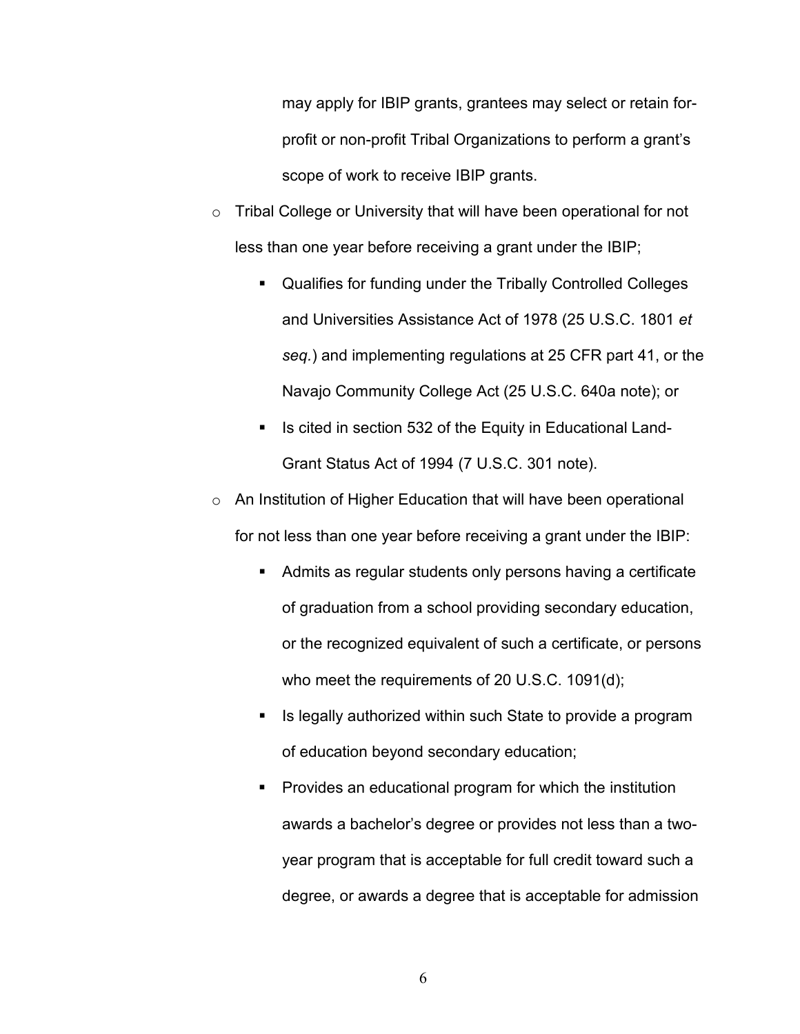may apply for IBIP grants, grantees may select or retain for-profit or non-profit Tribal Organizations to perform a grant's scope of work to receive IBIP grants.

- Tribal College or University that will have been operational for not less than one year before receiving a grant under the IBIP;
  - Qualifies for funding under the Tribally Controlled Colleges and Universities Assistance Act of 1978 (25 U.S.C. 1801 *et seq.*) and implementing regulations at 25 CFR part 41, or the Navajo Community College Act (25 U.S.C. 640a note); or
  - Is cited in section 532 of the Equity in Educational Land-Grant Status Act of 1994 (7 U.S.C. 301 note).
- An Institution of Higher Education that will have been operational for not less than one year before receiving a grant under the IBIP:
  - Admits as regular students only persons having a certificate of graduation from a school providing secondary education, or the recognized equivalent of such a certificate, or persons who meet the requirements of 20 U.S.C. 1091(d);
  - Is legally authorized within such State to provide a program of education beyond secondary education;
  - Provides an educational program for which the institution awards a bachelor's degree or provides not less than a two-year program that is acceptable for full credit toward such a degree, or awards a degree that is acceptable for admission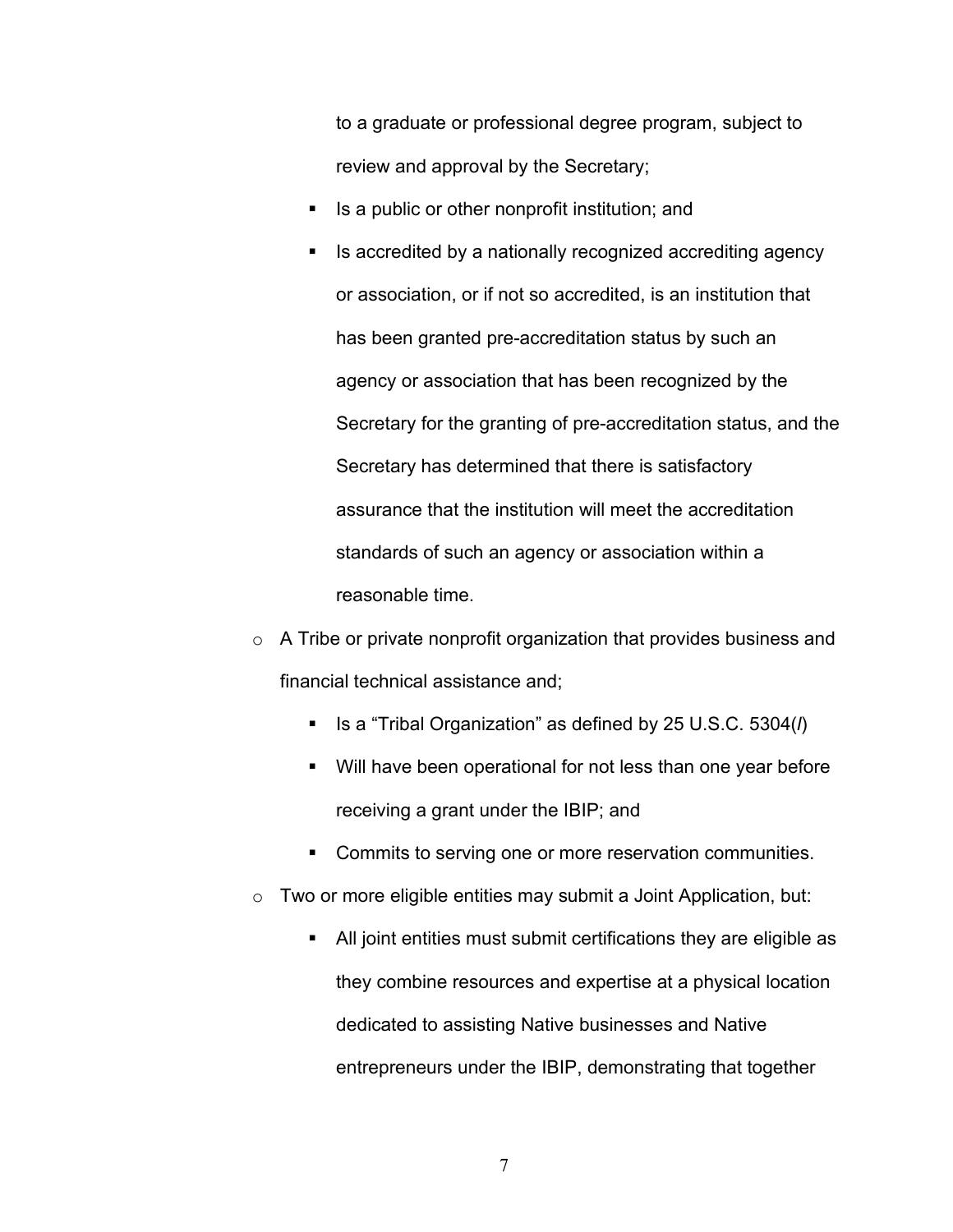to a graduate or professional degree program, subject to review and approval by the Secretary;

    - Is a public or other nonprofit institution; and
    - Is accredited by a nationally recognized accrediting agency or association, or if not so accredited, is an institution that has been granted pre-accreditation status by such an agency or association that has been recognized by the Secretary for the granting of pre-accreditation status, and the Secretary has determined that there is satisfactory assurance that the institution will meet the accreditation standards of such an agency or association within a reasonable time.

- A Tribe or private nonprofit organization that provides business and financial technical assistance and;
    - Is a "Tribal Organization" as defined by 25 U.S.C. 5304(*l*)
    - Will have been operational for not less than one year before receiving a grant under the IBIP; and
    - Commits to serving one or more reservation communities.
- Two or more eligible entities may submit a Joint Application, but:
    - All joint entities must submit certifications they are eligible as they combine resources and expertise at a physical location dedicated to assisting Native businesses and Native entrepreneurs under the IBIP, demonstrating that together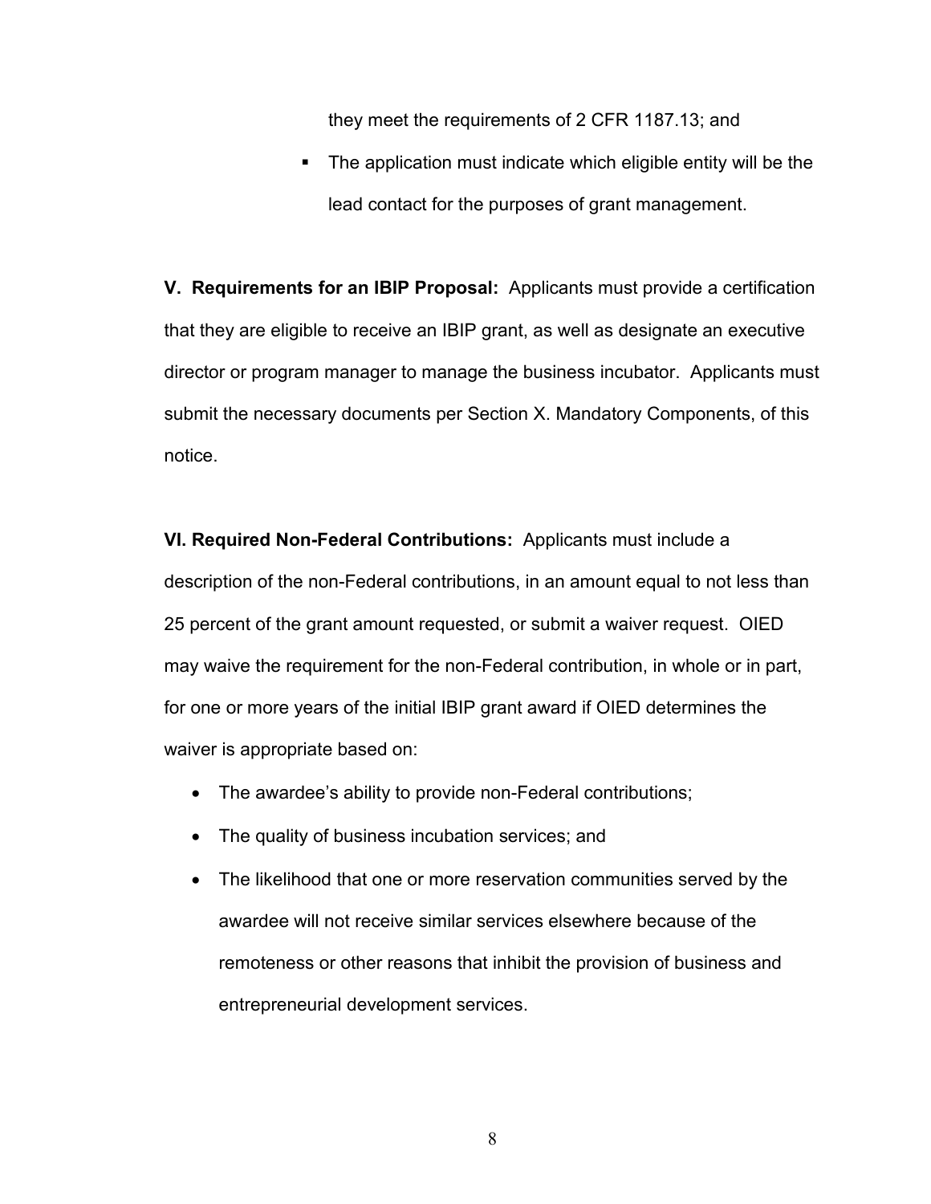they meet the requirements of 2 CFR 1187.13; and

- The application must indicate which eligible entity will be the lead contact for the purposes of grant management.

**V. Requirements for an IBIP Proposal:** Applicants must provide a certification that they are eligible to receive an IBIP grant, as well as designate an executive director or program manager to manage the business incubator. Applicants must submit the necessary documents per Section X. Mandatory Components, of this notice.

**VI. Required Non-Federal Contributions:** Applicants must include a description of the non-Federal contributions, in an amount equal to not less than 25 percent of the grant amount requested, or submit a waiver request. OIED may waive the requirement for the non-Federal contribution, in whole or in part, for one or more years of the initial IBIP grant award if OIED determines the waiver is appropriate based on:

- The awardee's ability to provide non-Federal contributions;
- The quality of business incubation services; and
- The likelihood that one or more reservation communities served by the awardee will not receive similar services elsewhere because of the remoteness or other reasons that inhibit the provision of business and entrepreneurial development services.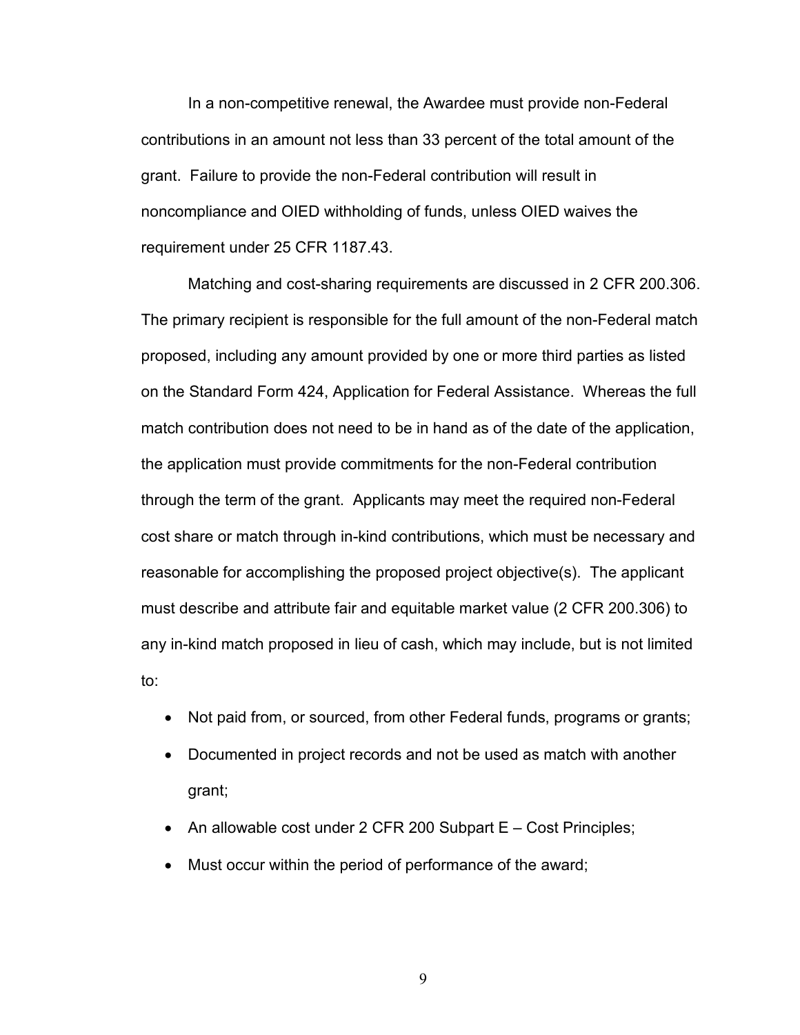In a non-competitive renewal, the Awardee must provide non-Federal contributions in an amount not less than 33 percent of the total amount of the grant. Failure to provide the non-Federal contribution will result in noncompliance and OIED withholding of funds, unless OIED waives the requirement under 25 CFR 1187.43.

Matching and cost-sharing requirements are discussed in 2 CFR 200.306. The primary recipient is responsible for the full amount of the non-Federal match proposed, including any amount provided by one or more third parties as listed on the Standard Form 424, Application for Federal Assistance. Whereas the full match contribution does not need to be in hand as of the date of the application, the application must provide commitments for the non-Federal contribution through the term of the grant. Applicants may meet the required non-Federal cost share or match through in-kind contributions, which must be necessary and reasonable for accomplishing the proposed project objective(s). The applicant must describe and attribute fair and equitable market value (2 CFR 200.306) to any in-kind match proposed in lieu of cash, which may include, but is not limited to:

- Not paid from, or sourced, from other Federal funds, programs or grants;
- Documented in project records and not be used as match with another grant;
- An allowable cost under 2 CFR 200 Subpart E – Cost Principles;
- Must occur within the period of performance of the award;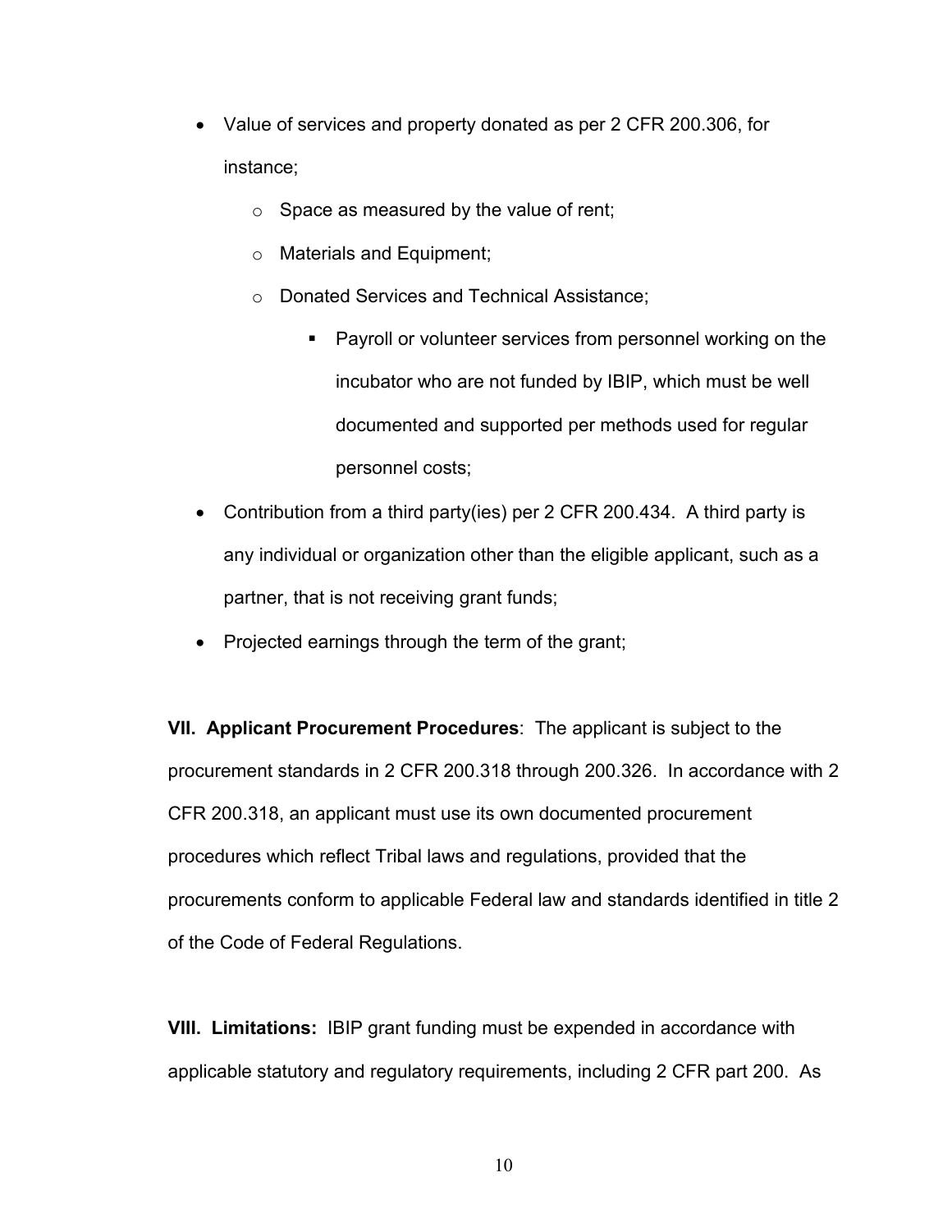- Value of services and property donated as per 2 CFR 200.306, for instance;
    - Space as measured by the value of rent;
    - Materials and Equipment;
    - Donated Services and Technical Assistance;
        - Payroll or volunteer services from personnel working on the incubator who are not funded by IBIP, which must be well documented and supported per methods used for regular personnel costs;
- Contribution from a third party(ies) per 2 CFR 200.434. A third party is any individual or organization other than the eligible applicant, such as a partner, that is not receiving grant funds;
- Projected earnings through the term of the grant;

**VII. Applicant Procurement Procedures**: The applicant is subject to the procurement standards in 2 CFR 200.318 through 200.326. In accordance with 2 CFR 200.318, an applicant must use its own documented procurement procedures which reflect Tribal laws and regulations, provided that the procurements conform to applicable Federal law and standards identified in title 2 of the Code of Federal Regulations.

**VIII. Limitations:** IBIP grant funding must be expended in accordance with applicable statutory and regulatory requirements, including 2 CFR part 200. As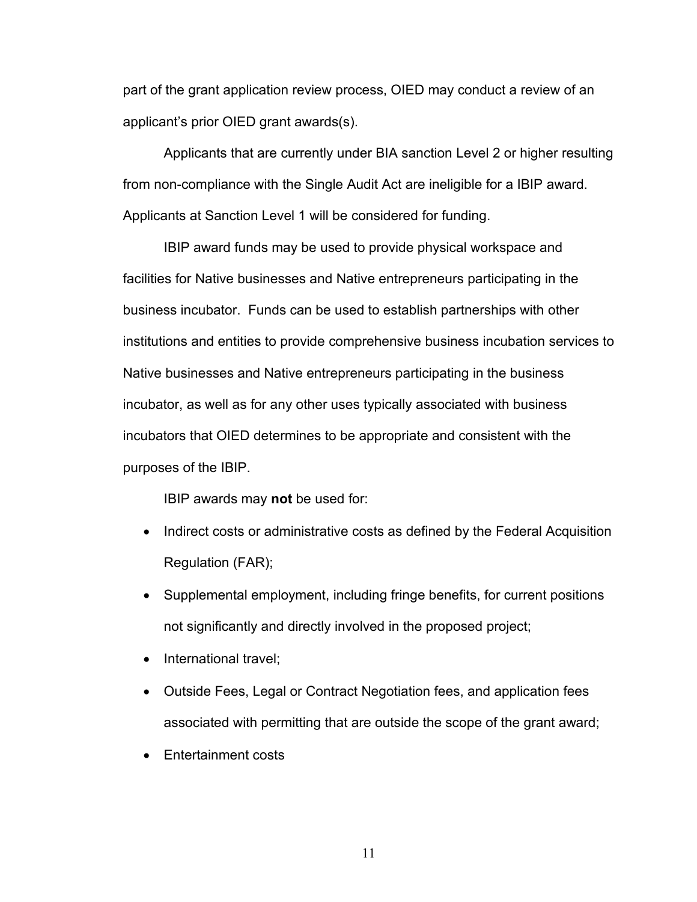part of the grant application review process, OIED may conduct a review of an applicant's prior OIED grant awards(s).

Applicants that are currently under BIA sanction Level 2 or higher resulting from non-compliance with the Single Audit Act are ineligible for a IBIP award. Applicants at Sanction Level 1 will be considered for funding.

IBIP award funds may be used to provide physical workspace and facilities for Native businesses and Native entrepreneurs participating in the business incubator. Funds can be used to establish partnerships with other institutions and entities to provide comprehensive business incubation services to Native businesses and Native entrepreneurs participating in the business incubator, as well as for any other uses typically associated with business incubators that OIED determines to be appropriate and consistent with the purposes of the IBIP.

IBIP awards may **not** be used for:

- Indirect costs or administrative costs as defined by the Federal Acquisition Regulation (FAR);
- Supplemental employment, including fringe benefits, for current positions not significantly and directly involved in the proposed project;
- International travel;
- Outside Fees, Legal or Contract Negotiation fees, and application fees associated with permitting that are outside the scope of the grant award;
- Entertainment costs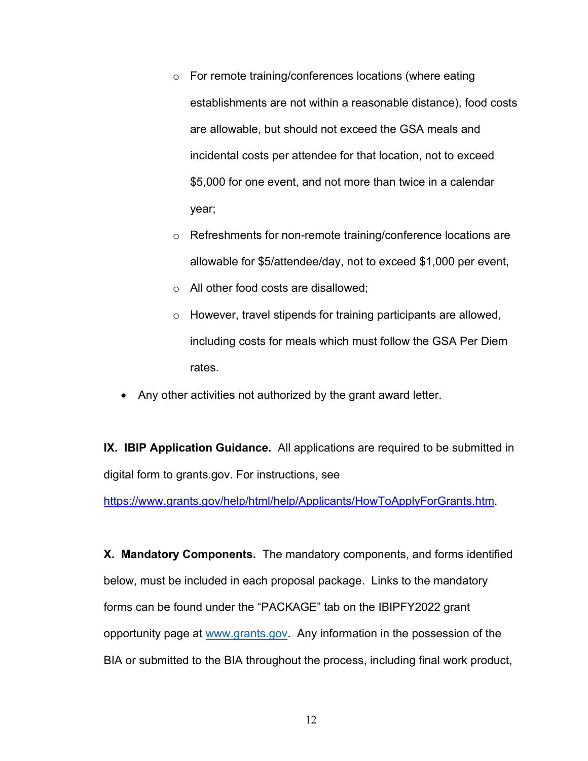- For remote training/conferences locations (where eating establishments are not within a reasonable distance), food costs are allowable, but should not exceed the GSA meals and incidental costs per attendee for that location, not to exceed $5,000 for one event, and not more than twice in a calendar year;
    - Refreshments for non-remote training/conference locations are allowable for $5/attendee/day, not to exceed $1,000 per event,
    - All other food costs are disallowed;
    - However, travel stipends for training participants are allowed, including costs for meals which must follow the GSA Per Diem rates.
- Any other activities not authorized by the grant award letter.

**IX. IBIP Application Guidance.** All applications are required to be submitted in digital form to grants.gov. For instructions, see https://www.grants.gov/help/html/help/Applicants/HowToApplyForGrants.htm.

**X. Mandatory Components.** The mandatory components, and forms identified below, must be included in each proposal package. Links to the mandatory forms can be found under the "PACKAGE" tab on the IBIPFY2022 grant opportunity page at www.grants.gov. Any information in the possession of the BIA or submitted to the BIA throughout the process, including final work product,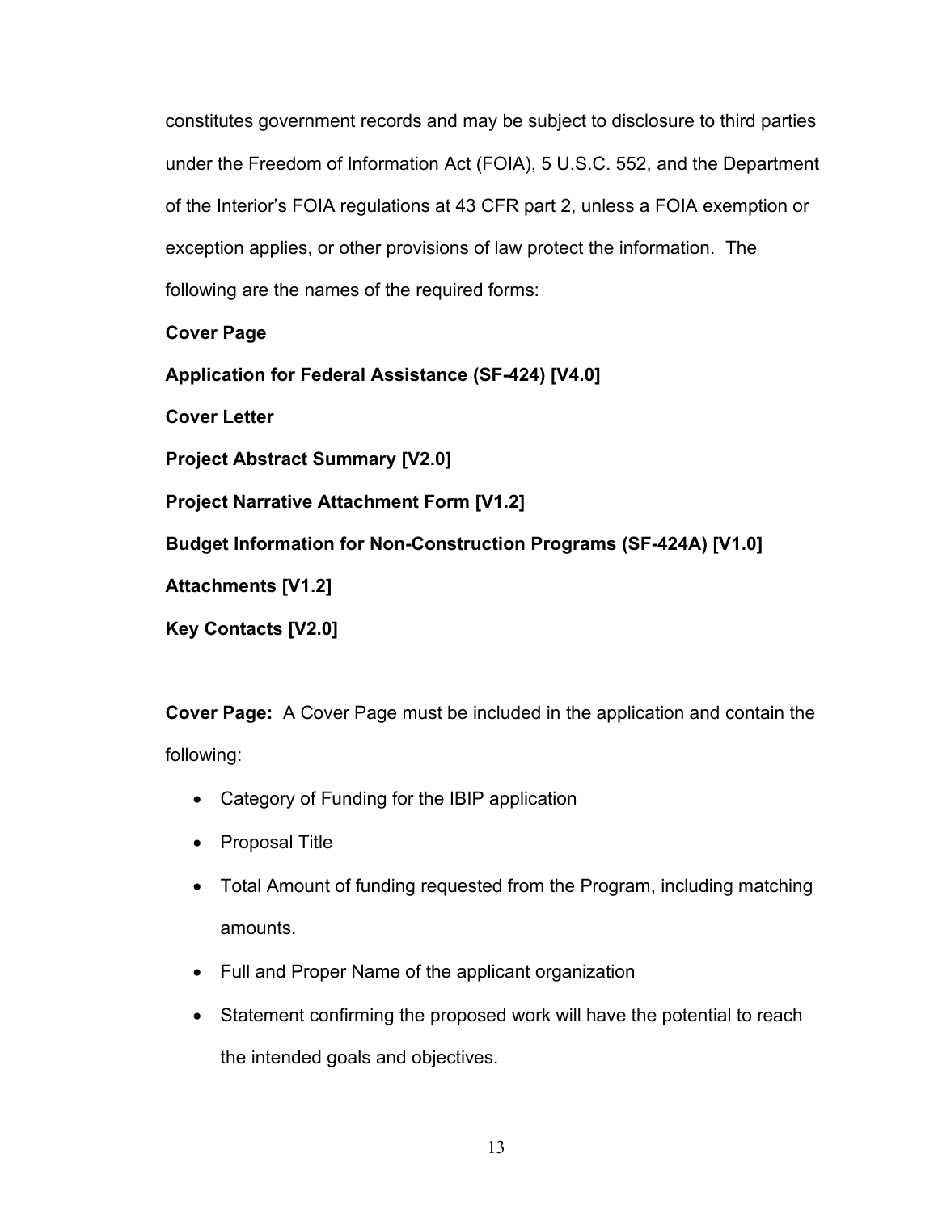constitutes government records and may be subject to disclosure to third parties under the Freedom of Information Act (FOIA), 5 U.S.C. 552, and the Department of the Interior's FOIA regulations at 43 CFR part 2, unless a FOIA exemption or exception applies, or other provisions of law protect the information. The following are the names of the required forms:

**Cover Page**

**Application for Federal Assistance (SF-424) [V4.0]**

**Cover Letter**

**Project Abstract Summary [V2.0]**

**Project Narrative Attachment Form [V1.2]**

**Budget Information for Non-Construction Programs (SF-424A) [V1.0]**

**Attachments [V1.2]**

**Key Contacts [V2.0]**

**Cover Page:** A Cover Page must be included in the application and contain the following:

- Category of Funding for the IBIP application
- Proposal Title
- Total Amount of funding requested from the Program, including matching amounts.
- Full and Proper Name of the applicant organization
- Statement confirming the proposed work will have the potential to reach the intended goals and objectives.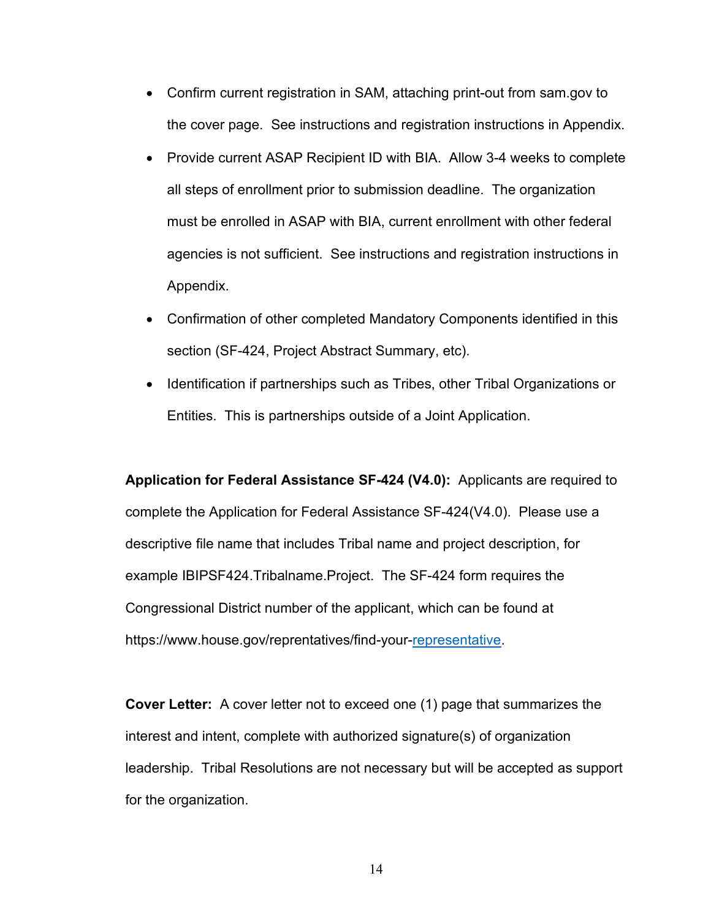- Confirm current registration in SAM, attaching print-out from sam.gov to the cover page. See instructions and registration instructions in Appendix.
- Provide current ASAP Recipient ID with BIA. Allow 3-4 weeks to complete all steps of enrollment prior to submission deadline. The organization must be enrolled in ASAP with BIA, current enrollment with other federal agencies is not sufficient. See instructions and registration instructions in Appendix.
- Confirmation of other completed Mandatory Components identified in this section (SF-424, Project Abstract Summary, etc).
- Identification if partnerships such as Tribes, other Tribal Organizations or Entities. This is partnerships outside of a Joint Application.

**Application for Federal Assistance SF-424 (V4.0):** Applicants are required to complete the Application for Federal Assistance SF-424(V4.0). Please use a descriptive file name that includes Tribal name and project description, for example IBIPSF424.Tribalname.Project. The SF-424 form requires the Congressional District number of the applicant, which can be found at https://www.house.gov/reprentatives/find-your-representative.

**Cover Letter:** A cover letter not to exceed one (1) page that summarizes the interest and intent, complete with authorized signature(s) of organization leadership. Tribal Resolutions are not necessary but will be accepted as support for the organization.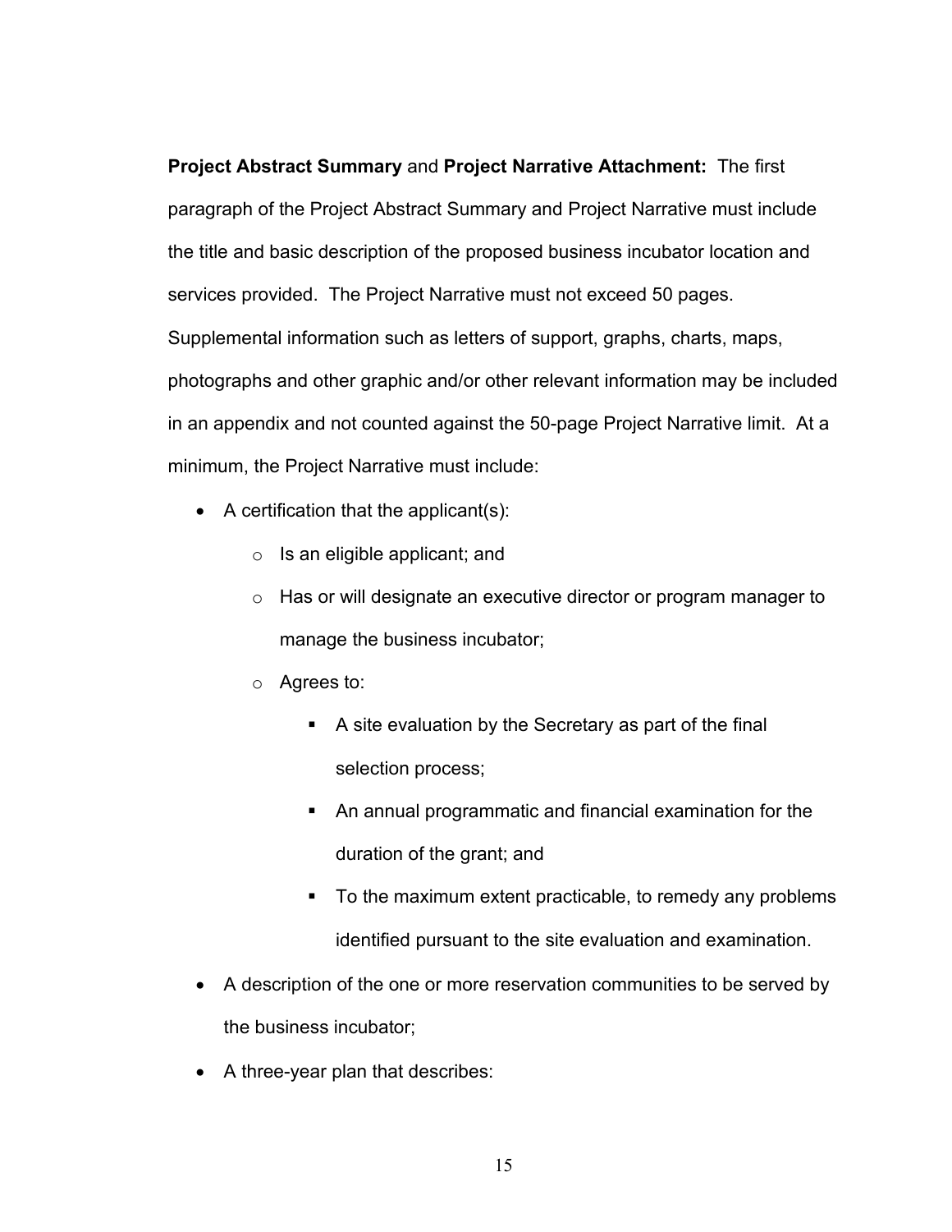**Project Abstract Summary** and **Project Narrative Attachment:** The first paragraph of the Project Abstract Summary and Project Narrative must include the title and basic description of the proposed business incubator location and services provided. The Project Narrative must not exceed 50 pages. Supplemental information such as letters of support, graphs, charts, maps, photographs and other graphic and/or other relevant information may be included in an appendix and not counted against the 50-page Project Narrative limit. At a minimum, the Project Narrative must include:

- A certification that the applicant(s):
  - Is an eligible applicant; and
  - Has or will designate an executive director or program manager to manage the business incubator;
  - Agrees to:
    - A site evaluation by the Secretary as part of the final selection process;
    - An annual programmatic and financial examination for the duration of the grant; and
    - To the maximum extent practicable, to remedy any problems identified pursuant to the site evaluation and examination.
- A description of the one or more reservation communities to be served by the business incubator;
- A three-year plan that describes: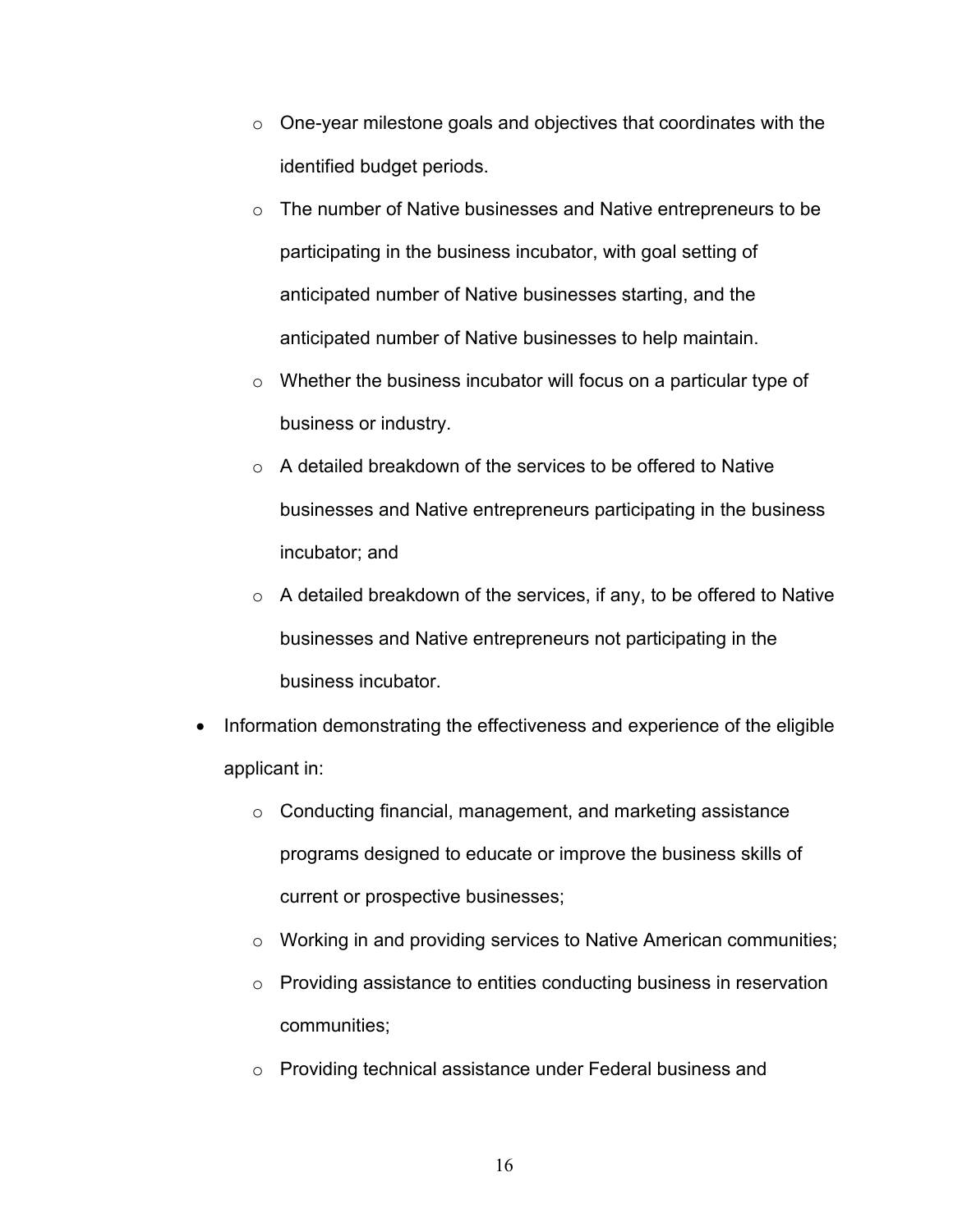- One-year milestone goals and objectives that coordinates with the identified budget periods.
    - The number of Native businesses and Native entrepreneurs to be participating in the business incubator, with goal setting of anticipated number of Native businesses starting, and the anticipated number of Native businesses to help maintain.
    - Whether the business incubator will focus on a particular type of business or industry.
    - A detailed breakdown of the services to be offered to Native businesses and Native entrepreneurs participating in the business incubator; and
    - A detailed breakdown of the services, if any, to be offered to Native businesses and Native entrepreneurs not participating in the business incubator.
- Information demonstrating the effectiveness and experience of the eligible applicant in:
    - Conducting financial, management, and marketing assistance programs designed to educate or improve the business skills of current or prospective businesses;
    - Working in and providing services to Native American communities;
    - Providing assistance to entities conducting business in reservation communities;
    - Providing technical assistance under Federal business and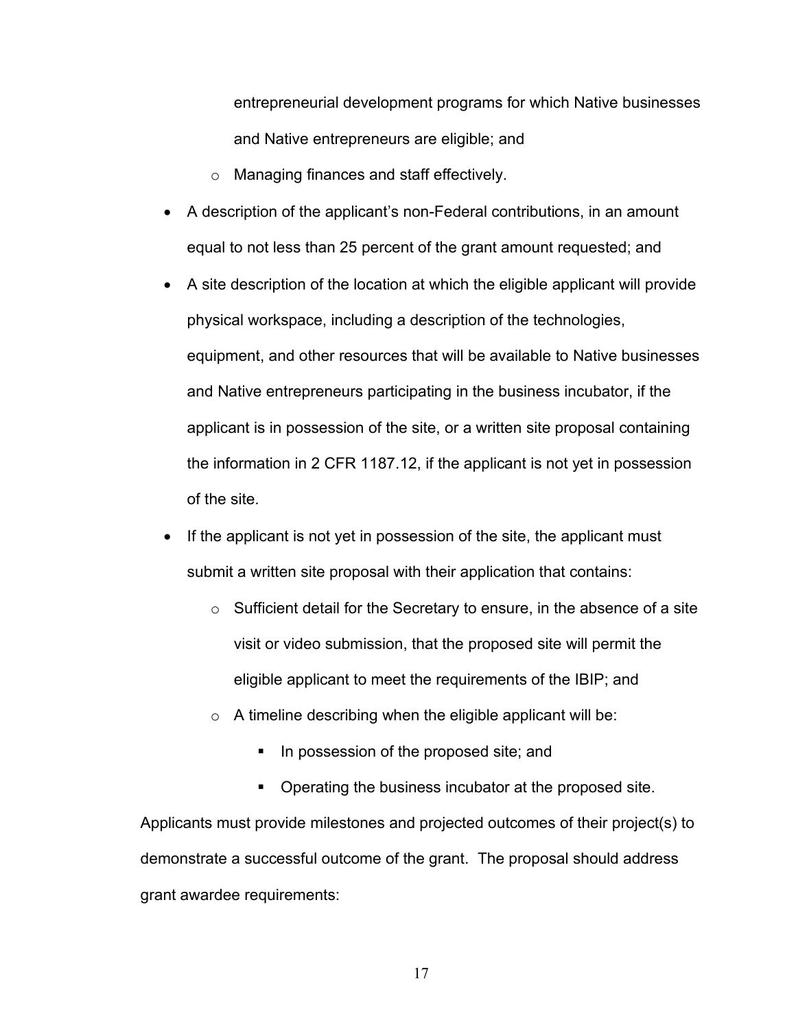entrepreneurial development programs for which Native businesses and Native entrepreneurs are eligible; and
  - Managing finances and staff effectively.
- A description of the applicant's non-Federal contributions, in an amount equal to not less than 25 percent of the grant amount requested; and
- A site description of the location at which the eligible applicant will provide physical workspace, including a description of the technologies, equipment, and other resources that will be available to Native businesses and Native entrepreneurs participating in the business incubator, if the applicant is in possession of the site, or a written site proposal containing the information in 2 CFR 1187.12, if the applicant is not yet in possession of the site.
- If the applicant is not yet in possession of the site, the applicant must submit a written site proposal with their application that contains:
  - Sufficient detail for the Secretary to ensure, in the absence of a site visit or video submission, that the proposed site will permit the eligible applicant to meet the requirements of the IBIP; and
  - A timeline describing when the eligible applicant will be:
    - In possession of the proposed site; and
    - Operating the business incubator at the proposed site.

Applicants must provide milestones and projected outcomes of their project(s) to demonstrate a successful outcome of the grant. The proposal should address grant awardee requirements: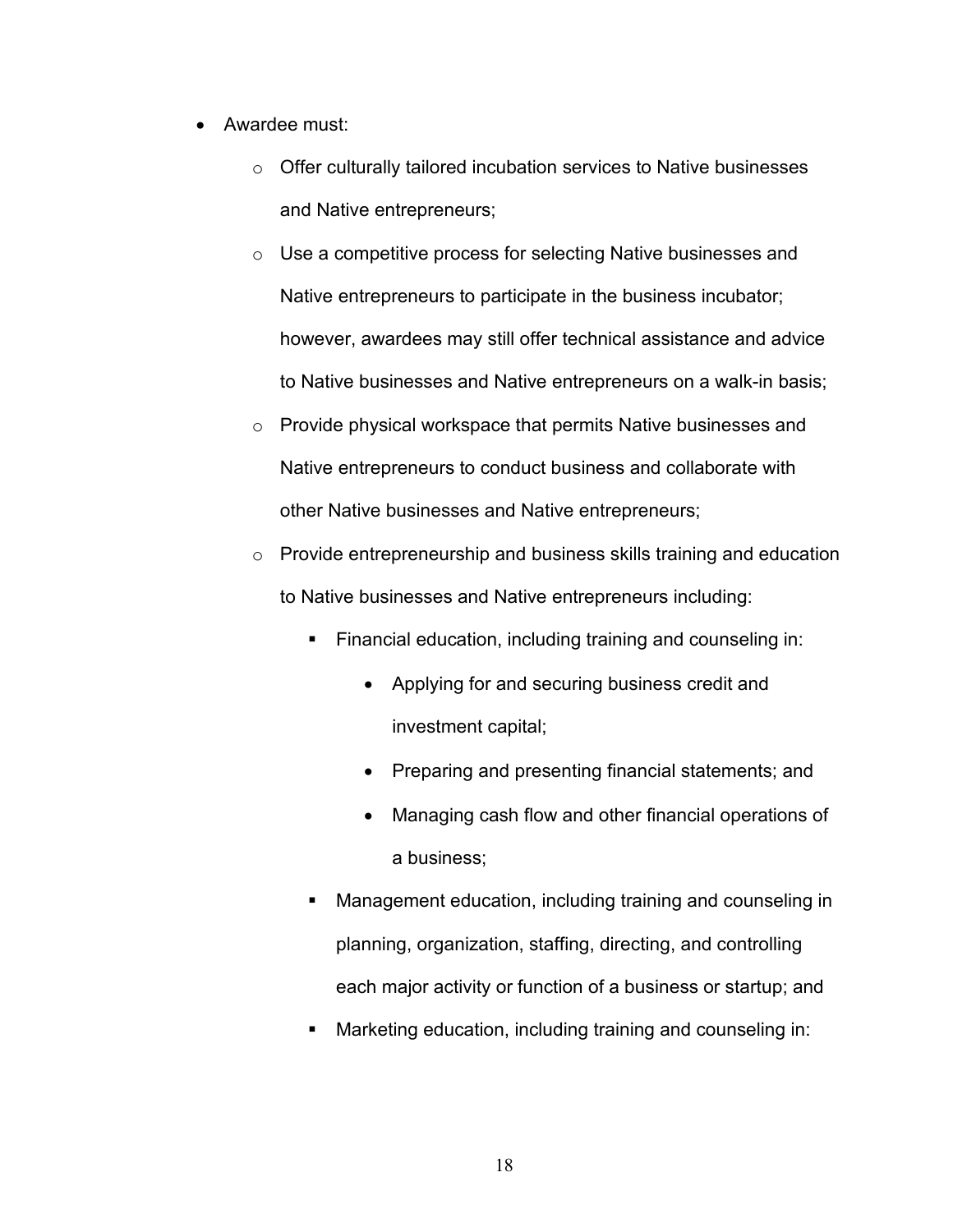- Awardee must:
  - Offer culturally tailored incubation services to Native businesses and Native entrepreneurs;
  - Use a competitive process for selecting Native businesses and Native entrepreneurs to participate in the business incubator; however, awardees may still offer technical assistance and advice to Native businesses and Native entrepreneurs on a walk-in basis;
  - Provide physical workspace that permits Native businesses and Native entrepreneurs to conduct business and collaborate with other Native businesses and Native entrepreneurs;
  - Provide entrepreneurship and business skills training and education to Native businesses and Native entrepreneurs including:
    - Financial education, including training and counseling in:
      - Applying for and securing business credit and investment capital;
      - Preparing and presenting financial statements; and
      - Managing cash flow and other financial operations of a business;
    - Management education, including training and counseling in planning, organization, staffing, directing, and controlling each major activity or function of a business or startup; and
    - Marketing education, including training and counseling in: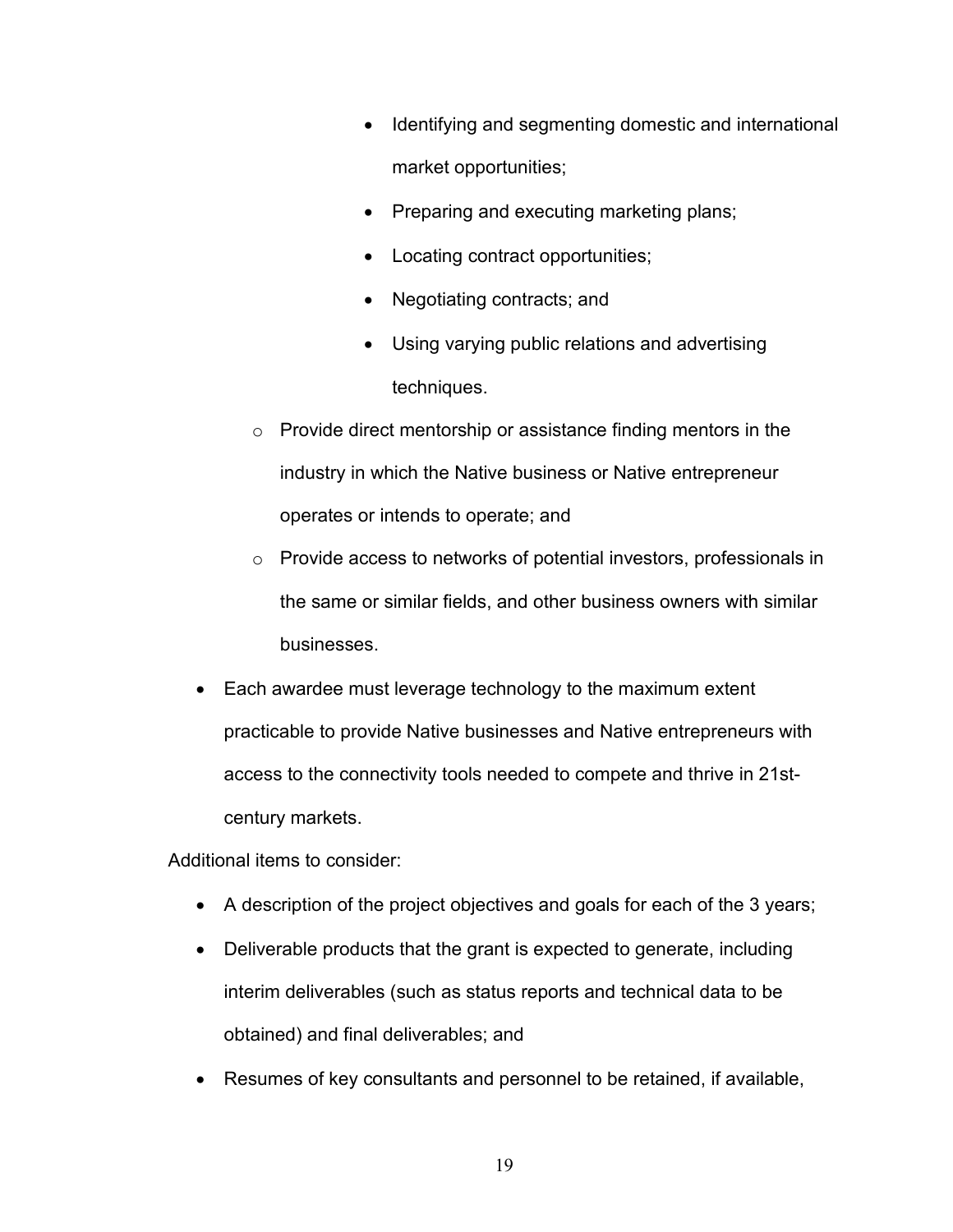- Identifying and segmenting domestic and international market opportunities;
        - Preparing and executing marketing plans;
        - Locating contract opportunities;
        - Negotiating contracts; and
        - Using varying public relations and advertising techniques.
    - Provide direct mentorship or assistance finding mentors in the industry in which the Native business or Native entrepreneur operates or intends to operate; and
    - Provide access to networks of potential investors, professionals in the same or similar fields, and other business owners with similar businesses.
- Each awardee must leverage technology to the maximum extent practicable to provide Native businesses and Native entrepreneurs with access to the connectivity tools needed to compete and thrive in 21st-century markets.

Additional items to consider:

- A description of the project objectives and goals for each of the 3 years;
- Deliverable products that the grant is expected to generate, including interim deliverables (such as status reports and technical data to be obtained) and final deliverables; and
- Resumes of key consultants and personnel to be retained, if available,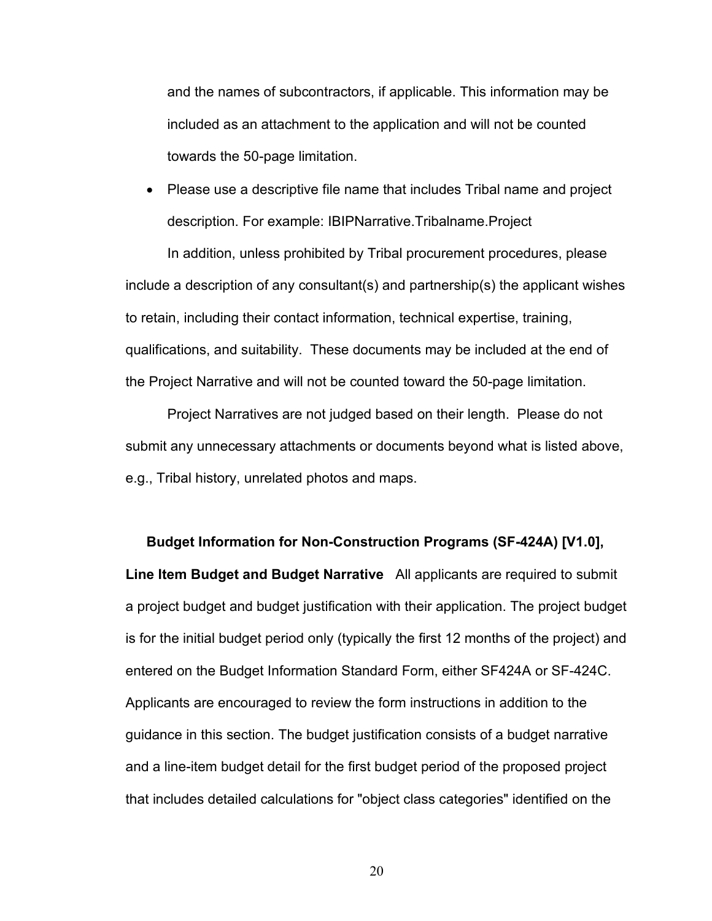and the names of subcontractors, if applicable. This information may be included as an attachment to the application and will not be counted towards the 50-page limitation.

- Please use a descriptive file name that includes Tribal name and project description. For example: IBIPNarrative.Tribalname.Project

In addition, unless prohibited by Tribal procurement procedures, please include a description of any consultant(s) and partnership(s) the applicant wishes to retain, including their contact information, technical expertise, training, qualifications, and suitability. These documents may be included at the end of the Project Narrative and will not be counted toward the 50-page limitation.

Project Narratives are not judged based on their length. Please do not submit any unnecessary attachments or documents beyond what is listed above, e.g., Tribal history, unrelated photos and maps.

**Budget Information for Non-Construction Programs (SF-424A) [V1.0], Line Item Budget and Budget Narrative** All applicants are required to submit a project budget and budget justification with their application. The project budget is for the initial budget period only (typically the first 12 months of the project) and entered on the Budget Information Standard Form, either SF424A or SF-424C. Applicants are encouraged to review the form instructions in addition to the guidance in this section. The budget justification consists of a budget narrative and a line-item budget detail for the first budget period of the proposed project that includes detailed calculations for "object class categories" identified on the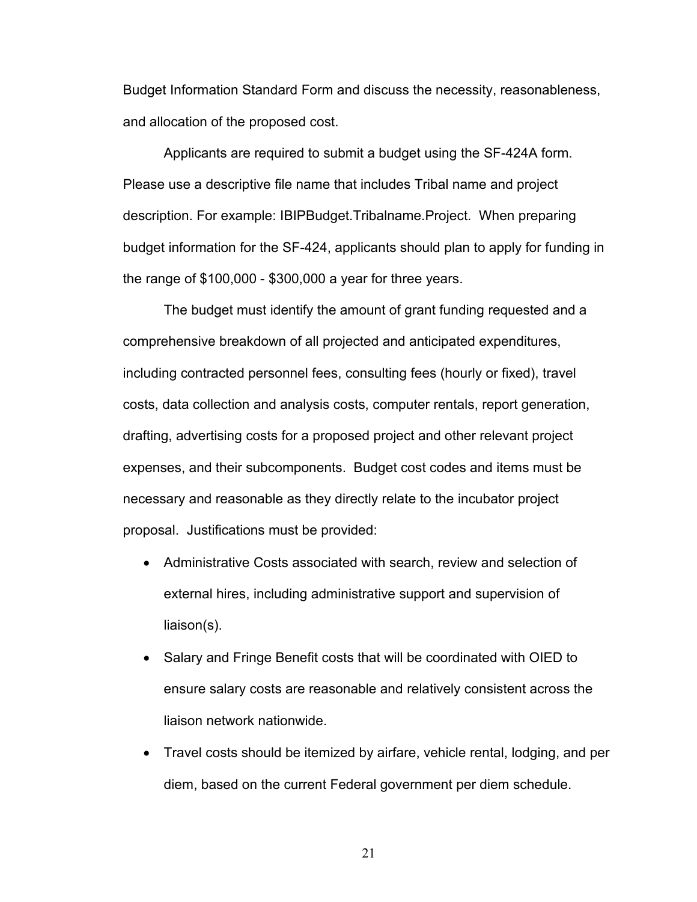Budget Information Standard Form and discuss the necessity, reasonableness, and allocation of the proposed cost.

Applicants are required to submit a budget using the SF-424A form. Please use a descriptive file name that includes Tribal name and project description. For example: IBIPBudget.Tribalname.Project. When preparing budget information for the SF-424, applicants should plan to apply for funding in the range of $100,000 - $300,000 a year for three years.

The budget must identify the amount of grant funding requested and a comprehensive breakdown of all projected and anticipated expenditures, including contracted personnel fees, consulting fees (hourly or fixed), travel costs, data collection and analysis costs, computer rentals, report generation, drafting, advertising costs for a proposed project and other relevant project expenses, and their subcomponents. Budget cost codes and items must be necessary and reasonable as they directly relate to the incubator project proposal. Justifications must be provided:

- Administrative Costs associated with search, review and selection of external hires, including administrative support and supervision of liaison(s).
- Salary and Fringe Benefit costs that will be coordinated with OIED to ensure salary costs are reasonable and relatively consistent across the liaison network nationwide.
- Travel costs should be itemized by airfare, vehicle rental, lodging, and per diem, based on the current Federal government per diem schedule.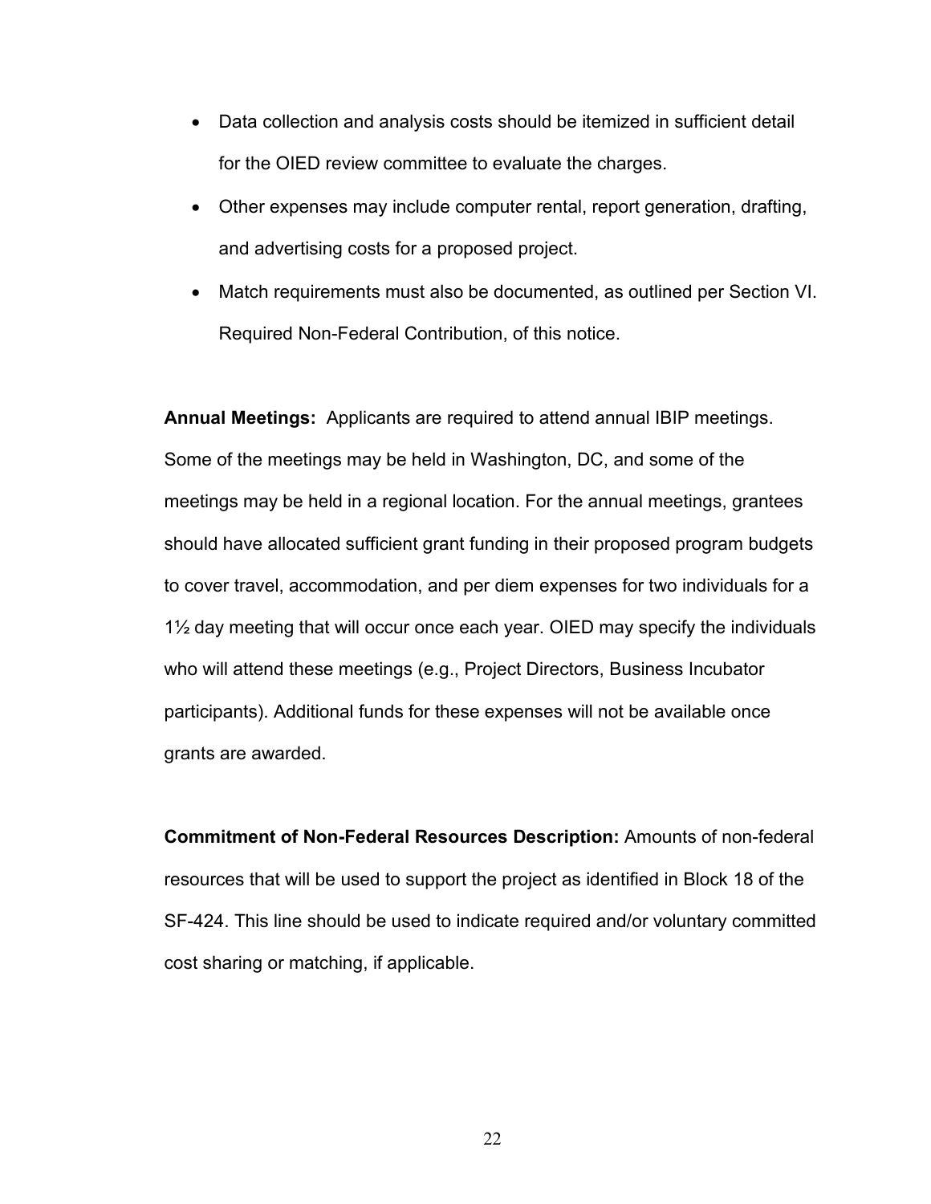- Data collection and analysis costs should be itemized in sufficient detail for the OIED review committee to evaluate the charges.
- Other expenses may include computer rental, report generation, drafting, and advertising costs for a proposed project.
- Match requirements must also be documented, as outlined per Section VI. Required Non-Federal Contribution, of this notice.

**Annual Meetings:** Applicants are required to attend annual IBIP meetings. Some of the meetings may be held in Washington, DC, and some of the meetings may be held in a regional location. For the annual meetings, grantees should have allocated sufficient grant funding in their proposed program budgets to cover travel, accommodation, and per diem expenses for two individuals for a 1½ day meeting that will occur once each year. OIED may specify the individuals who will attend these meetings (e.g., Project Directors, Business Incubator participants). Additional funds for these expenses will not be available once grants are awarded.

**Commitment of Non-Federal Resources Description:** Amounts of non-federal resources that will be used to support the project as identified in Block 18 of the SF-424. This line should be used to indicate required and/or voluntary committed cost sharing or matching, if applicable.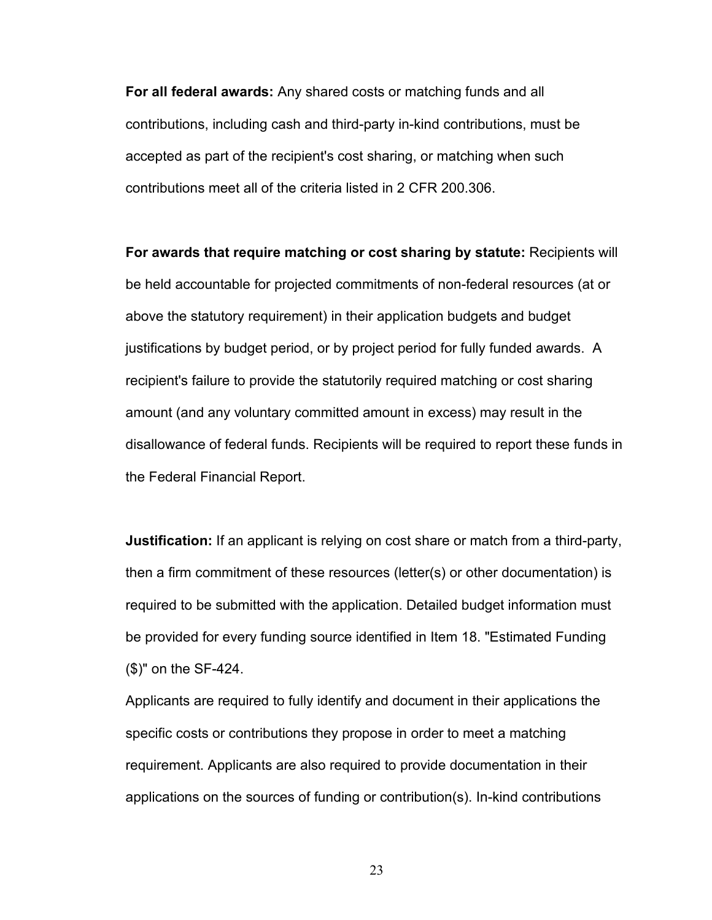**For all federal awards:** Any shared costs or matching funds and all contributions, including cash and third-party in-kind contributions, must be accepted as part of the recipient's cost sharing, or matching when such contributions meet all of the criteria listed in 2 CFR 200.306.

**For awards that require matching or cost sharing by statute:** Recipients will be held accountable for projected commitments of non-federal resources (at or above the statutory requirement) in their application budgets and budget justifications by budget period, or by project period for fully funded awards. A recipient's failure to provide the statutorily required matching or cost sharing amount (and any voluntary committed amount in excess) may result in the disallowance of federal funds. Recipients will be required to report these funds in the Federal Financial Report.

**Justification:** If an applicant is relying on cost share or match from a third-party, then a firm commitment of these resources (letter(s) or other documentation) is required to be submitted with the application. Detailed budget information must be provided for every funding source identified in Item 18. "Estimated Funding ($)" on the SF-424.

Applicants are required to fully identify and document in their applications the specific costs or contributions they propose in order to meet a matching requirement. Applicants are also required to provide documentation in their applications on the sources of funding or contribution(s). In-kind contributions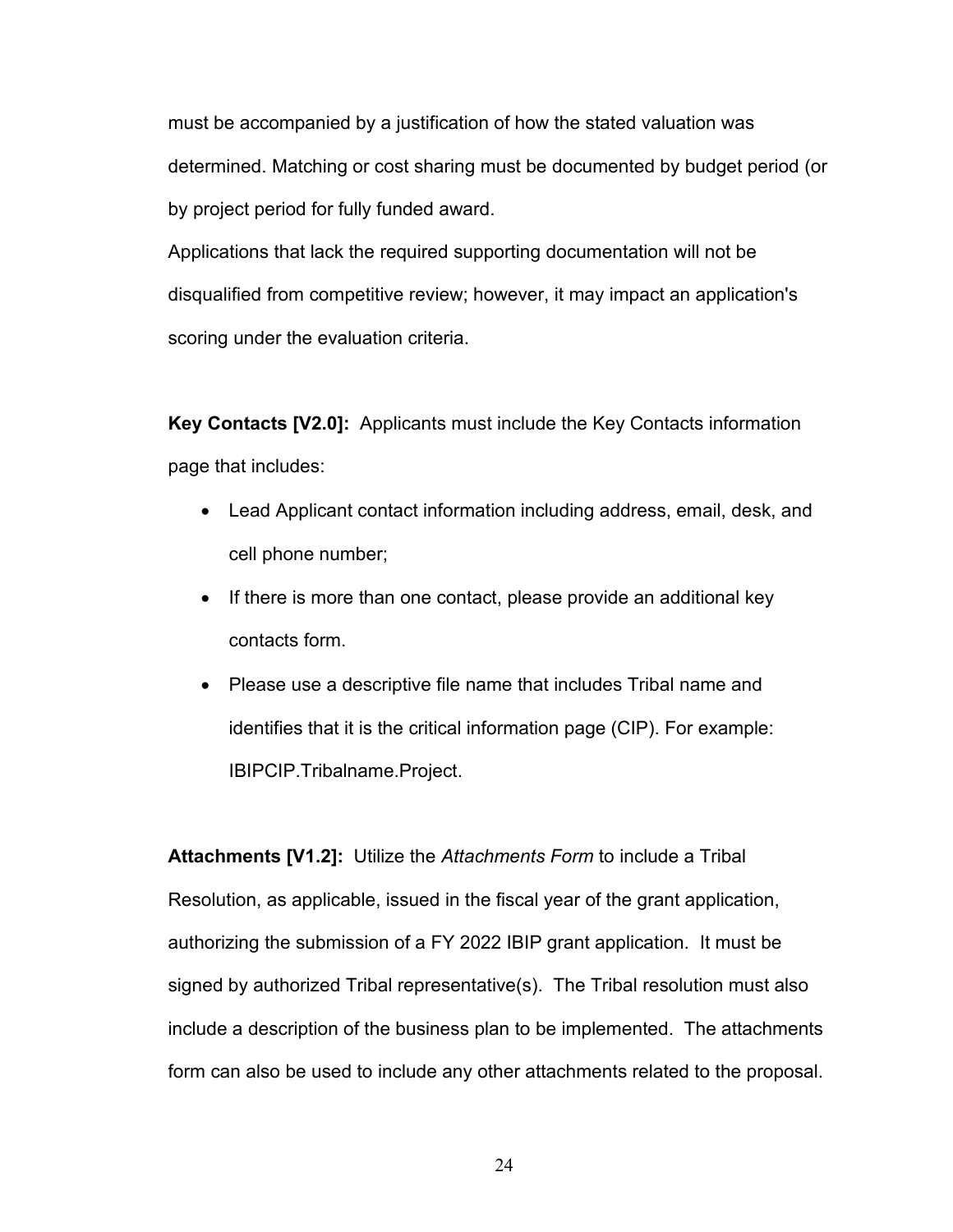must be accompanied by a justification of how the stated valuation was determined. Matching or cost sharing must be documented by budget period (or by project period for fully funded award.

Applications that lack the required supporting documentation will not be disqualified from competitive review; however, it may impact an application's scoring under the evaluation criteria.

**Key Contacts [V2.0]:** Applicants must include the Key Contacts information page that includes:

- Lead Applicant contact information including address, email, desk, and cell phone number;
- If there is more than one contact, please provide an additional key contacts form.
- Please use a descriptive file name that includes Tribal name and identifies that it is the critical information page (CIP). For example: IBIPCIP.Tribalname.Project.

**Attachments [V1.2]:** Utilize the *Attachments Form* to include a Tribal Resolution, as applicable, issued in the fiscal year of the grant application, authorizing the submission of a FY 2022 IBIP grant application. It must be signed by authorized Tribal representative(s). The Tribal resolution must also include a description of the business plan to be implemented. The attachments form can also be used to include any other attachments related to the proposal.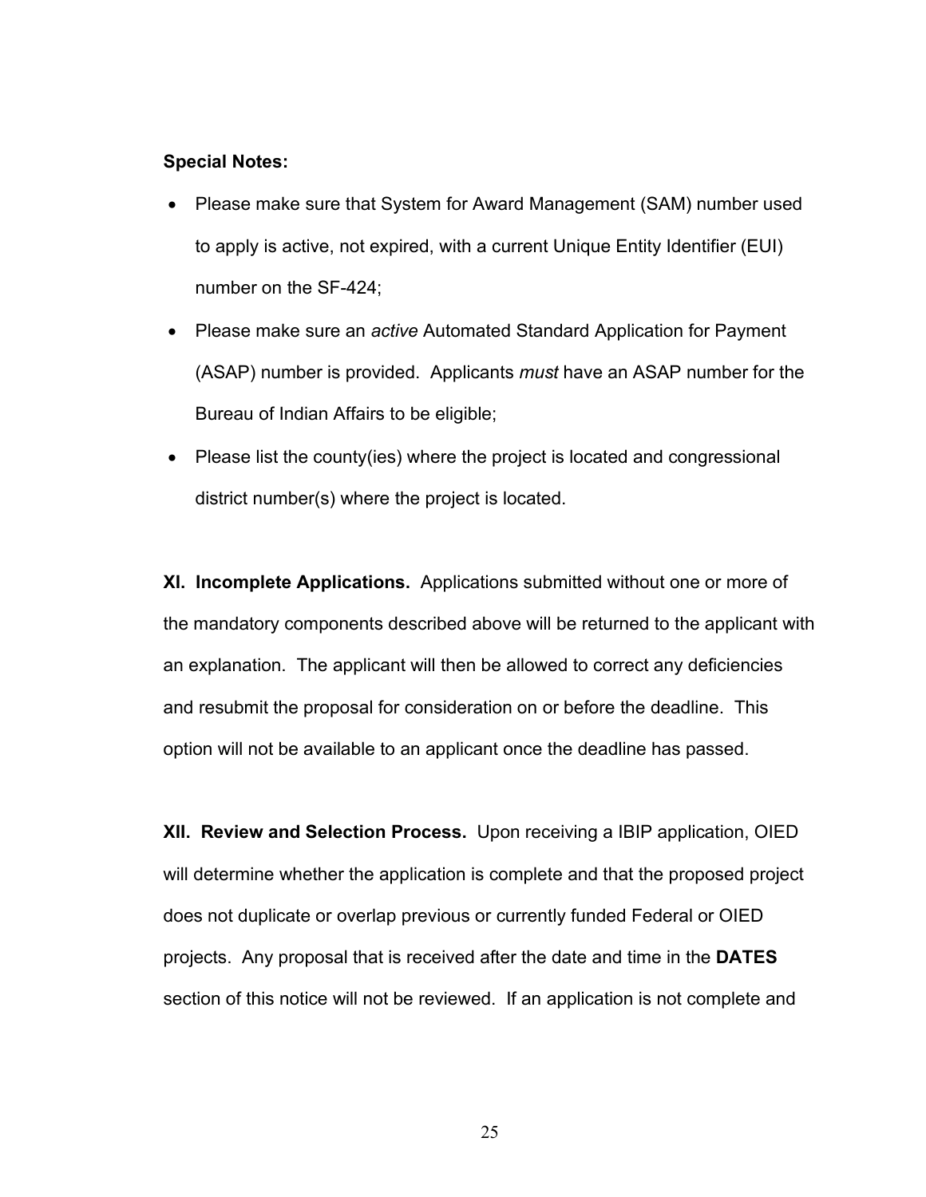**Special Notes:**

- Please make sure that System for Award Management (SAM) number used to apply is active, not expired, with a current Unique Entity Identifier (EUI) number on the SF-424;
- Please make sure an *active* Automated Standard Application for Payment (ASAP) number is provided. Applicants *must* have an ASAP number for the Bureau of Indian Affairs to be eligible;
- Please list the county(ies) where the project is located and congressional district number(s) where the project is located.

**XI. Incomplete Applications.** Applications submitted without one or more of the mandatory components described above will be returned to the applicant with an explanation. The applicant will then be allowed to correct any deficiencies and resubmit the proposal for consideration on or before the deadline. This option will not be available to an applicant once the deadline has passed.

**XII. Review and Selection Process.** Upon receiving a IBIP application, OIED will determine whether the application is complete and that the proposed project does not duplicate or overlap previous or currently funded Federal or OIED projects. Any proposal that is received after the date and time in the **DATES** section of this notice will not be reviewed. If an application is not complete and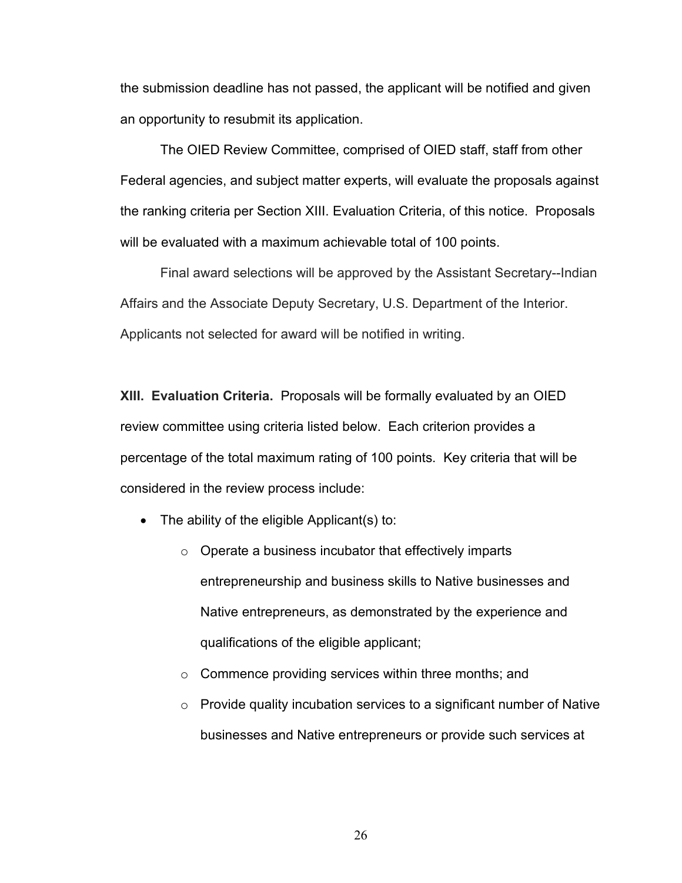the submission deadline has not passed, the applicant will be notified and given an opportunity to resubmit its application.

The OIED Review Committee, comprised of OIED staff, staff from other Federal agencies, and subject matter experts, will evaluate the proposals against the ranking criteria per Section XIII. Evaluation Criteria, of this notice. Proposals will be evaluated with a maximum achievable total of 100 points.

Final award selections will be approved by the Assistant Secretary--Indian Affairs and the Associate Deputy Secretary, U.S. Department of the Interior. Applicants not selected for award will be notified in writing.

**XIII. Evaluation Criteria.** Proposals will be formally evaluated by an OIED review committee using criteria listed below. Each criterion provides a percentage of the total maximum rating of 100 points. Key criteria that will be considered in the review process include:

- The ability of the eligible Applicant(s) to:
  - Operate a business incubator that effectively imparts entrepreneurship and business skills to Native businesses and Native entrepreneurs, as demonstrated by the experience and qualifications of the eligible applicant;
  - Commence providing services within three months; and
  - Provide quality incubation services to a significant number of Native businesses and Native entrepreneurs or provide such services at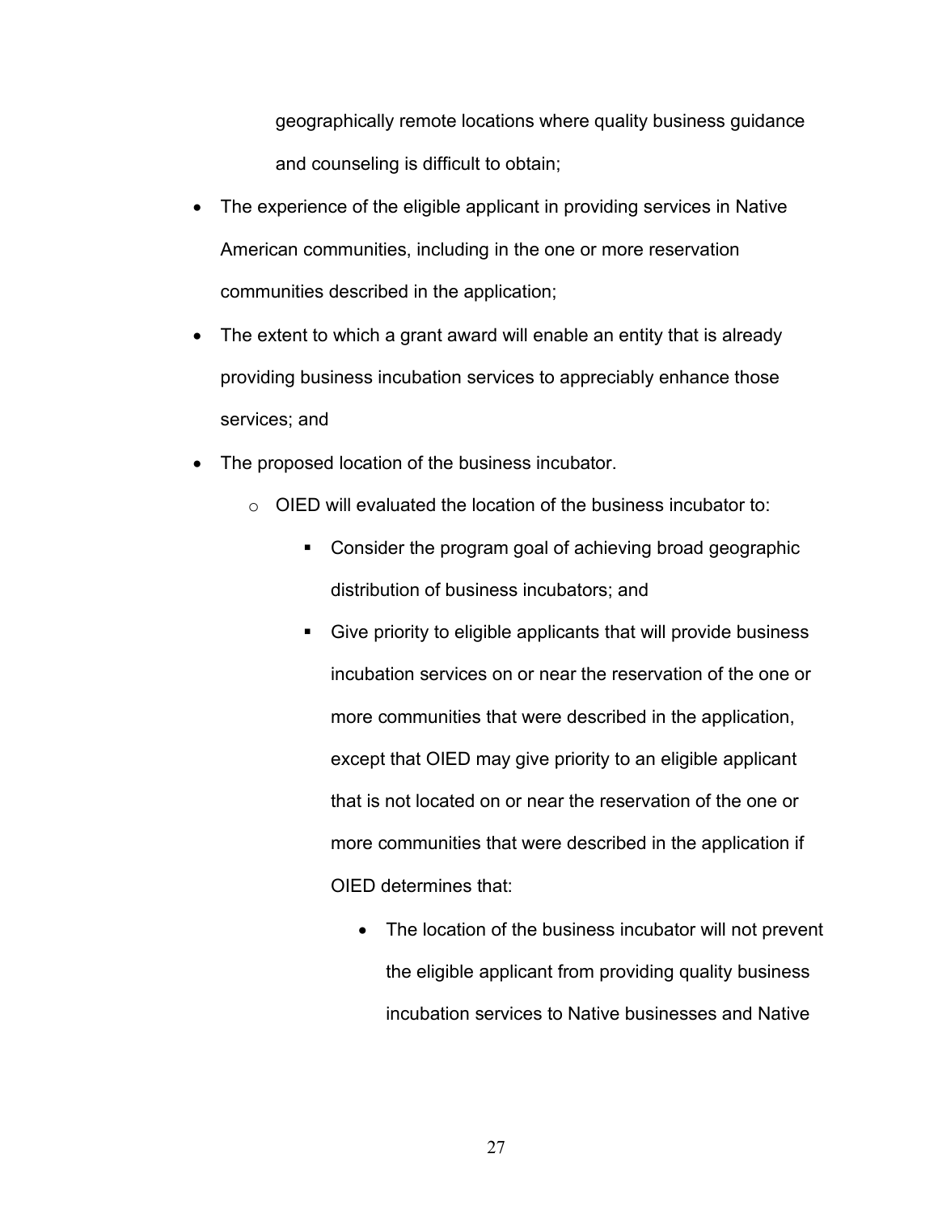geographically remote locations where quality business guidance and counseling is difficult to obtain;

- The experience of the eligible applicant in providing services in Native American communities, including in the one or more reservation communities described in the application;
- The extent to which a grant award will enable an entity that is already providing business incubation services to appreciably enhance those services; and
- The proposed location of the business incubator.
  - OIED will evaluated the location of the business incubator to:
    - Consider the program goal of achieving broad geographic distribution of business incubators; and
    - Give priority to eligible applicants that will provide business incubation services on or near the reservation of the one or more communities that were described in the application, except that OIED may give priority to an eligible applicant that is not located on or near the reservation of the one or more communities that were described in the application if OIED determines that:
      - The location of the business incubator will not prevent the eligible applicant from providing quality business incubation services to Native businesses and Native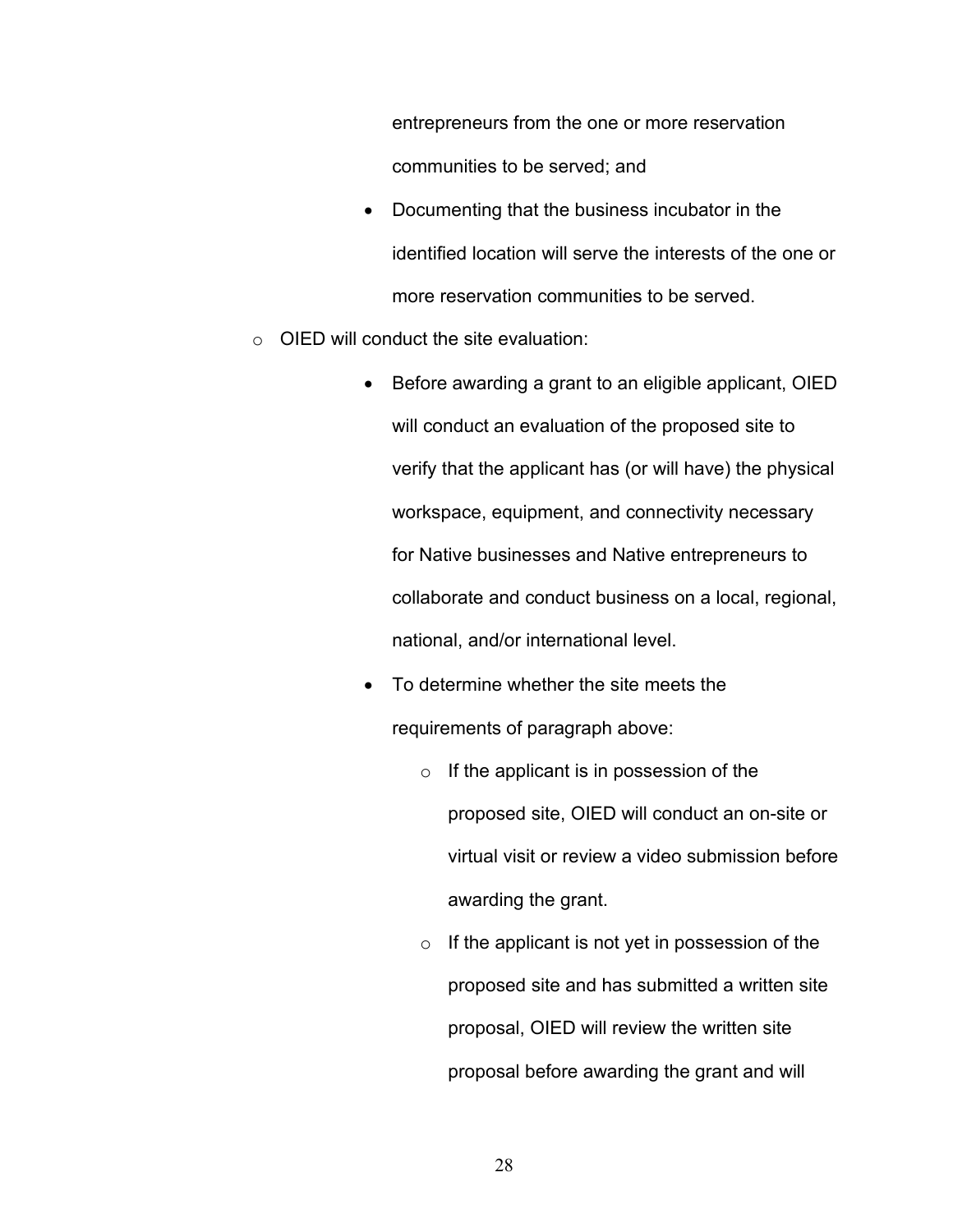entrepreneurs from the one or more reservation communities to be served; and
  - Documenting that the business incubator in the identified location will serve the interests of the one or more reservation communities to be served.

- OIED will conduct the site evaluation:
  - Before awarding a grant to an eligible applicant, OIED will conduct an evaluation of the proposed site to verify that the applicant has (or will have) the physical workspace, equipment, and connectivity necessary for Native businesses and Native entrepreneurs to collaborate and conduct business on a local, regional, national, and/or international level.
  - To determine whether the site meets the requirements of paragraph above:
    - If the applicant is in possession of the proposed site, OIED will conduct an on-site or virtual visit or review a video submission before awarding the grant.
    - If the applicant is not yet in possession of the proposed site and has submitted a written site proposal, OIED will review the written site proposal before awarding the grant and will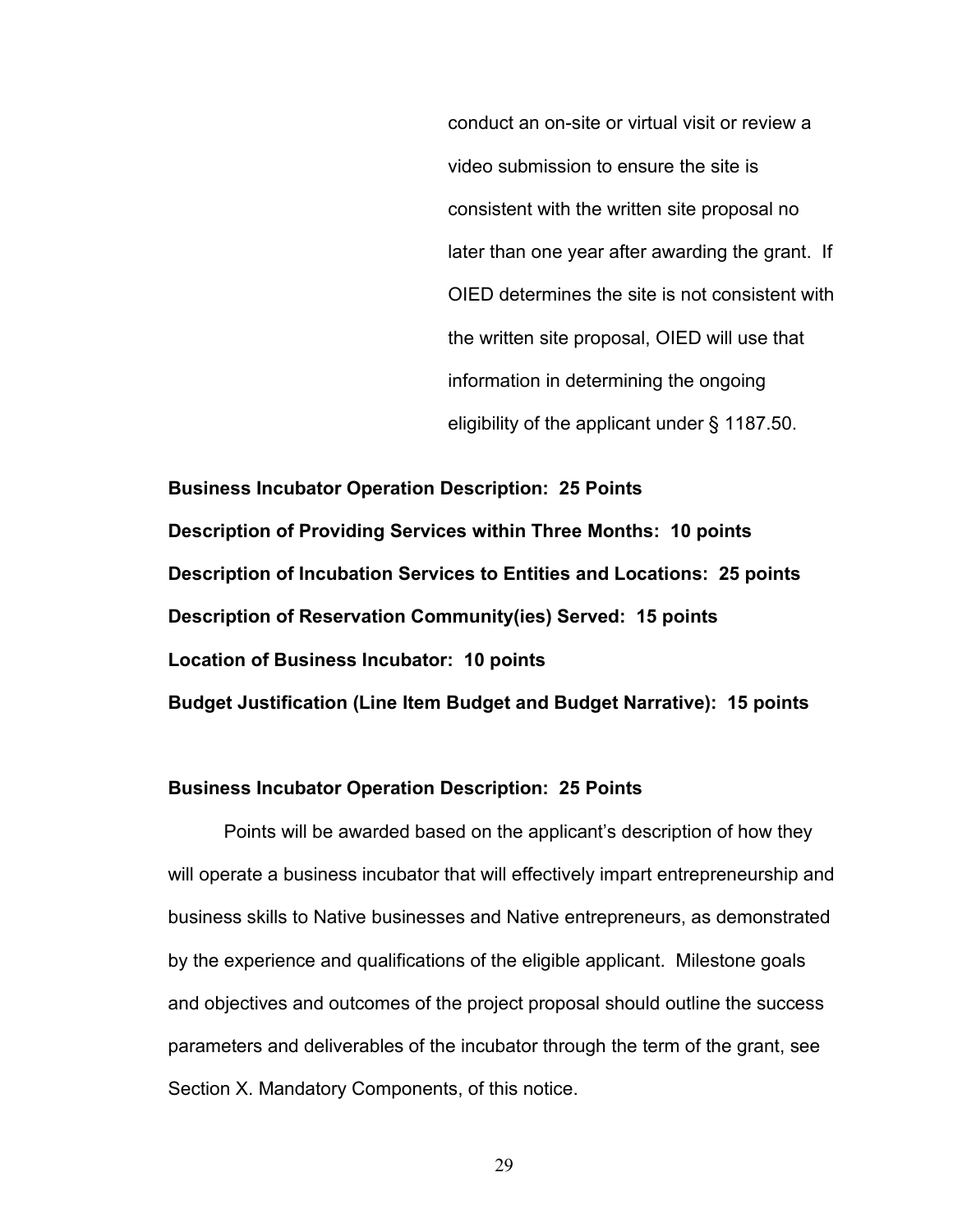conduct an on-site or virtual visit or review a video submission to ensure the site is consistent with the written site proposal no later than one year after awarding the grant. If OIED determines the site is not consistent with the written site proposal, OIED will use that information in determining the ongoing eligibility of the applicant under § 1187.50.

**Business Incubator Operation Description: 25 Points**

**Description of Providing Services within Three Months: 10 points**

**Description of Incubation Services to Entities and Locations: 25 points**

**Description of Reservation Community(ies) Served: 15 points**

**Location of Business Incubator: 10 points**

**Budget Justification (Line Item Budget and Budget Narrative): 15 points**

**Business Incubator Operation Description: 25 Points**

Points will be awarded based on the applicant's description of how they will operate a business incubator that will effectively impart entrepreneurship and business skills to Native businesses and Native entrepreneurs, as demonstrated by the experience and qualifications of the eligible applicant. Milestone goals and objectives and outcomes of the project proposal should outline the success parameters and deliverables of the incubator through the term of the grant, see Section X. Mandatory Components, of this notice.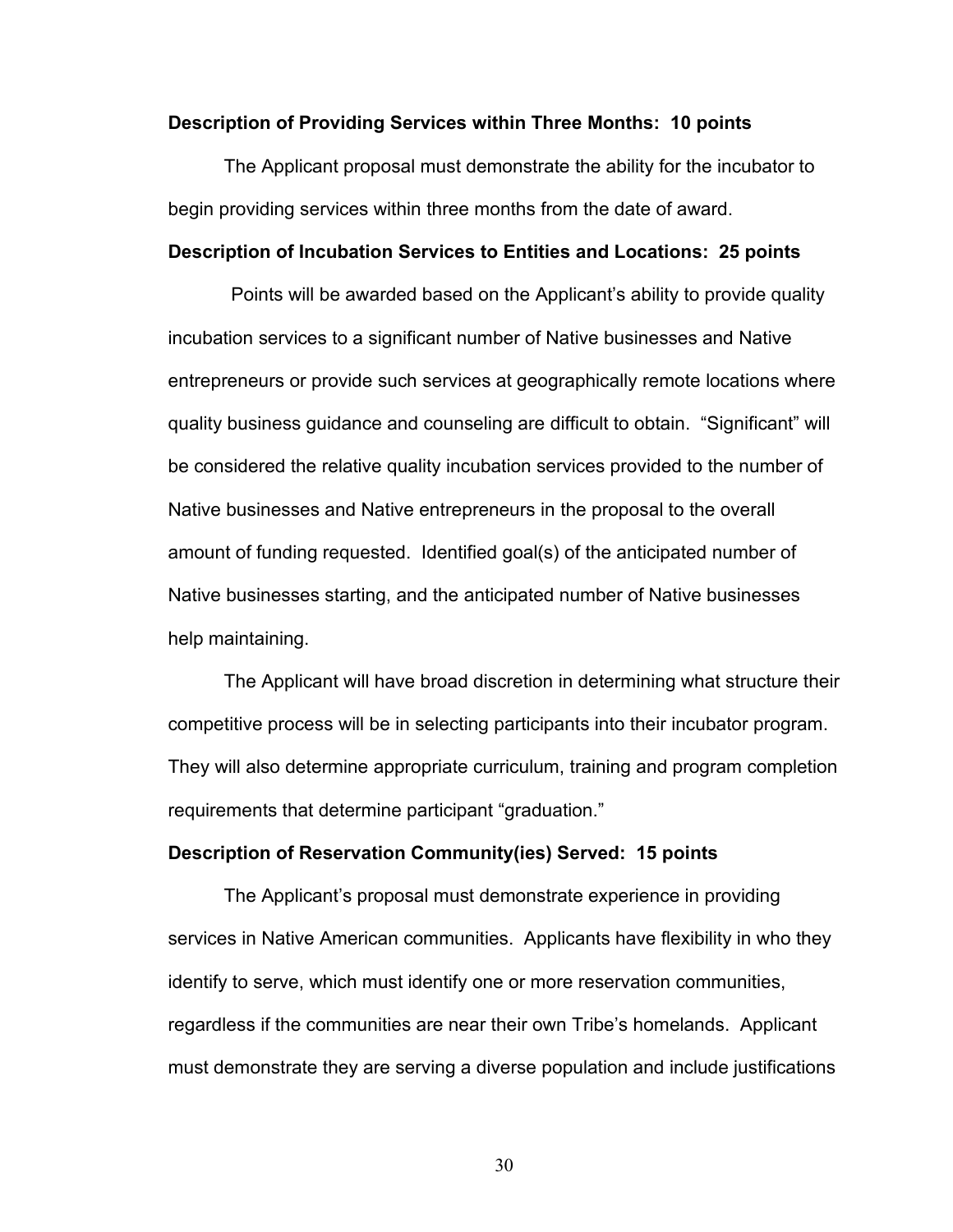**Description of Providing Services within Three Months: 10 points**

The Applicant proposal must demonstrate the ability for the incubator to begin providing services within three months from the date of award.

**Description of Incubation Services to Entities and Locations: 25 points**

Points will be awarded based on the Applicant's ability to provide quality incubation services to a significant number of Native businesses and Native entrepreneurs or provide such services at geographically remote locations where quality business guidance and counseling are difficult to obtain. "Significant" will be considered the relative quality incubation services provided to the number of Native businesses and Native entrepreneurs in the proposal to the overall amount of funding requested. Identified goal(s) of the anticipated number of Native businesses starting, and the anticipated number of Native businesses help maintaining.

The Applicant will have broad discretion in determining what structure their competitive process will be in selecting participants into their incubator program. They will also determine appropriate curriculum, training and program completion requirements that determine participant "graduation."

**Description of Reservation Community(ies) Served: 15 points**

The Applicant's proposal must demonstrate experience in providing services in Native American communities. Applicants have flexibility in who they identify to serve, which must identify one or more reservation communities, regardless if the communities are near their own Tribe's homelands. Applicant must demonstrate they are serving a diverse population and include justifications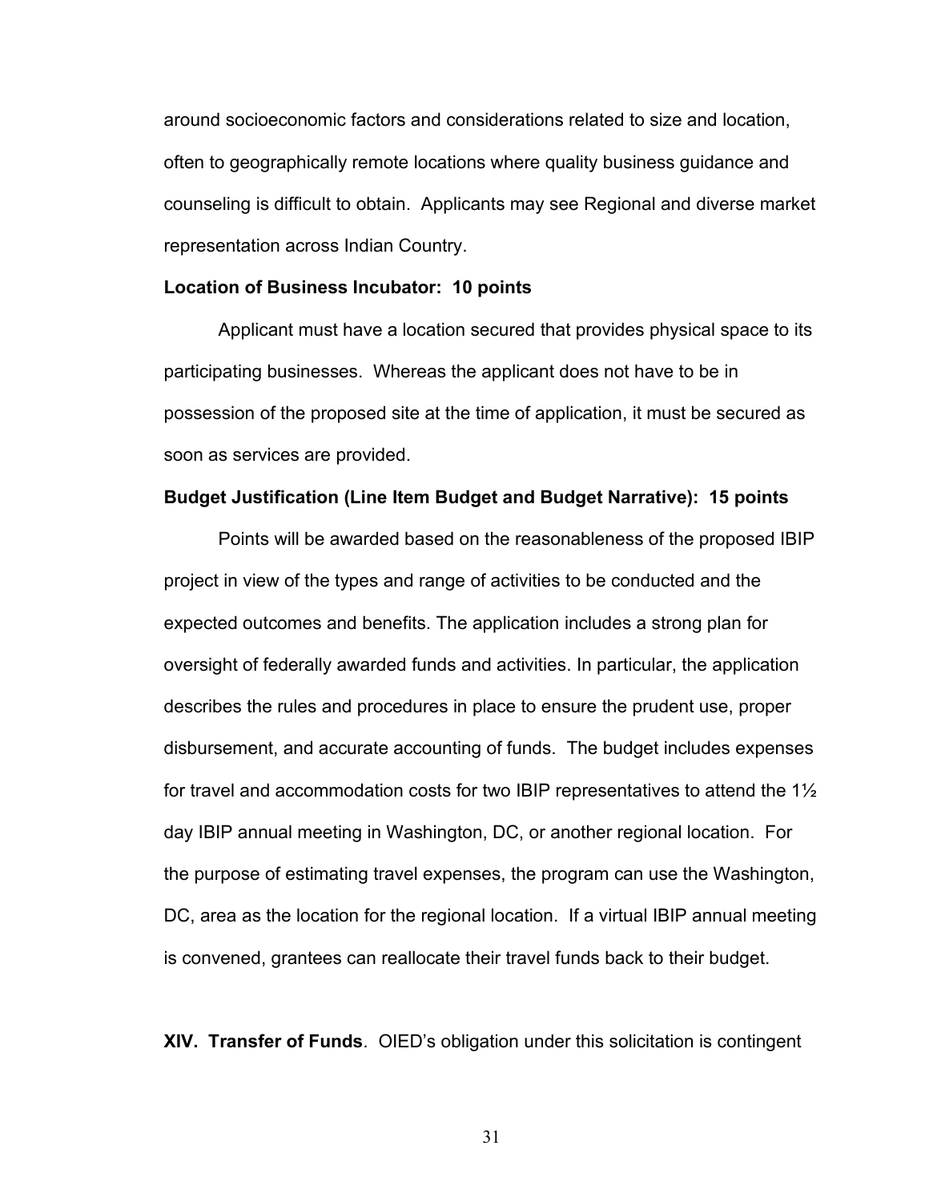around socioeconomic factors and considerations related to size and location, often to geographically remote locations where quality business guidance and counseling is difficult to obtain. Applicants may see Regional and diverse market representation across Indian Country.

**Location of Business Incubator: 10 points**

Applicant must have a location secured that provides physical space to its participating businesses. Whereas the applicant does not have to be in possession of the proposed site at the time of application, it must be secured as soon as services are provided.

**Budget Justification (Line Item Budget and Budget Narrative): 15 points**

Points will be awarded based on the reasonableness of the proposed IBIP project in view of the types and range of activities to be conducted and the expected outcomes and benefits. The application includes a strong plan for oversight of federally awarded funds and activities. In particular, the application describes the rules and procedures in place to ensure the prudent use, proper disbursement, and accurate accounting of funds. The budget includes expenses for travel and accommodation costs for two IBIP representatives to attend the 1½ day IBIP annual meeting in Washington, DC, or another regional location. For the purpose of estimating travel expenses, the program can use the Washington, DC, area as the location for the regional location. If a virtual IBIP annual meeting is convened, grantees can reallocate their travel funds back to their budget.

**XIV. Transfer of Funds**. OIED's obligation under this solicitation is contingent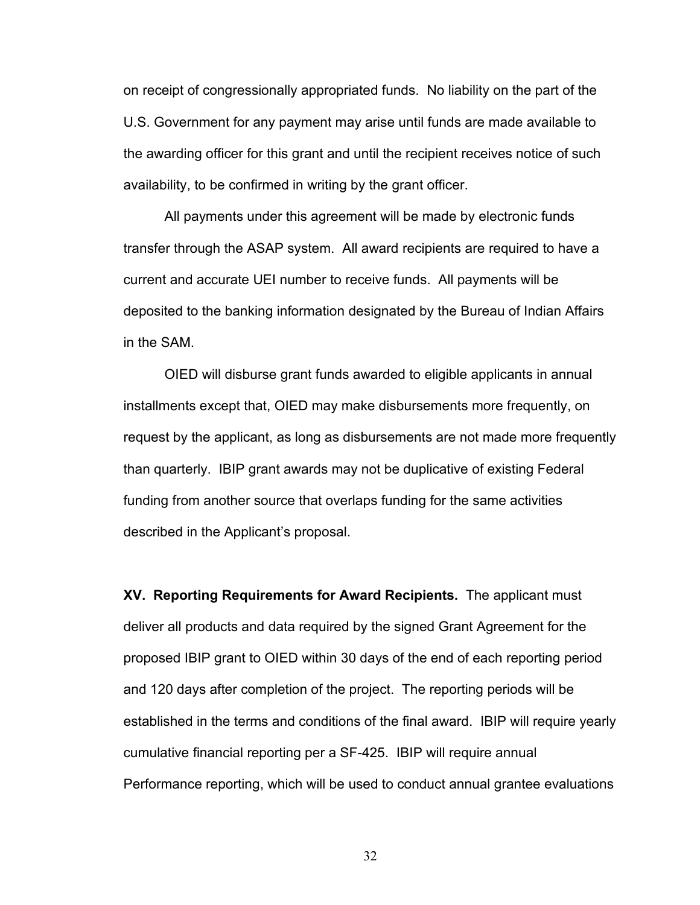on receipt of congressionally appropriated funds. No liability on the part of the U.S. Government for any payment may arise until funds are made available to the awarding officer for this grant and until the recipient receives notice of such availability, to be confirmed in writing by the grant officer.

All payments under this agreement will be made by electronic funds transfer through the ASAP system. All award recipients are required to have a current and accurate UEI number to receive funds. All payments will be deposited to the banking information designated by the Bureau of Indian Affairs in the SAM.

OIED will disburse grant funds awarded to eligible applicants in annual installments except that, OIED may make disbursements more frequently, on request by the applicant, as long as disbursements are not made more frequently than quarterly. IBIP grant awards may not be duplicative of existing Federal funding from another source that overlaps funding for the same activities described in the Applicant's proposal.

**XV. Reporting Requirements for Award Recipients.** The applicant must deliver all products and data required by the signed Grant Agreement for the proposed IBIP grant to OIED within 30 days of the end of each reporting period and 120 days after completion of the project. The reporting periods will be established in the terms and conditions of the final award. IBIP will require yearly cumulative financial reporting per a SF-425. IBIP will require annual Performance reporting, which will be used to conduct annual grantee evaluations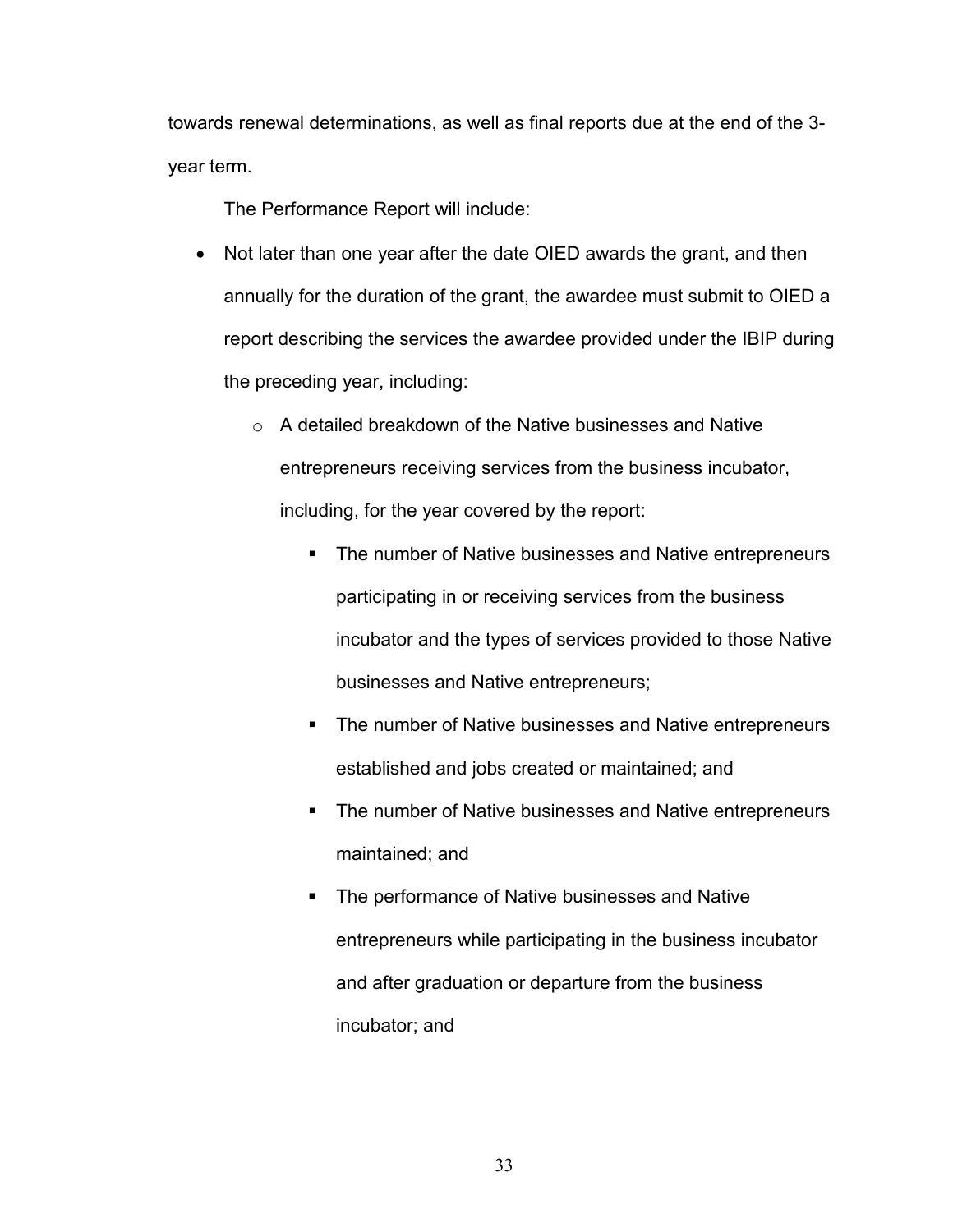towards renewal determinations, as well as final reports due at the end of the 3-year term.

The Performance Report will include:

- Not later than one year after the date OIED awards the grant, and then annually for the duration of the grant, the awardee must submit to OIED a report describing the services the awardee provided under the IBIP during the preceding year, including:
  - A detailed breakdown of the Native businesses and Native entrepreneurs receiving services from the business incubator, including, for the year covered by the report:
    - The number of Native businesses and Native entrepreneurs participating in or receiving services from the business incubator and the types of services provided to those Native businesses and Native entrepreneurs;
    - The number of Native businesses and Native entrepreneurs established and jobs created or maintained; and
    - The number of Native businesses and Native entrepreneurs maintained; and
    - The performance of Native businesses and Native entrepreneurs while participating in the business incubator and after graduation or departure from the business incubator; and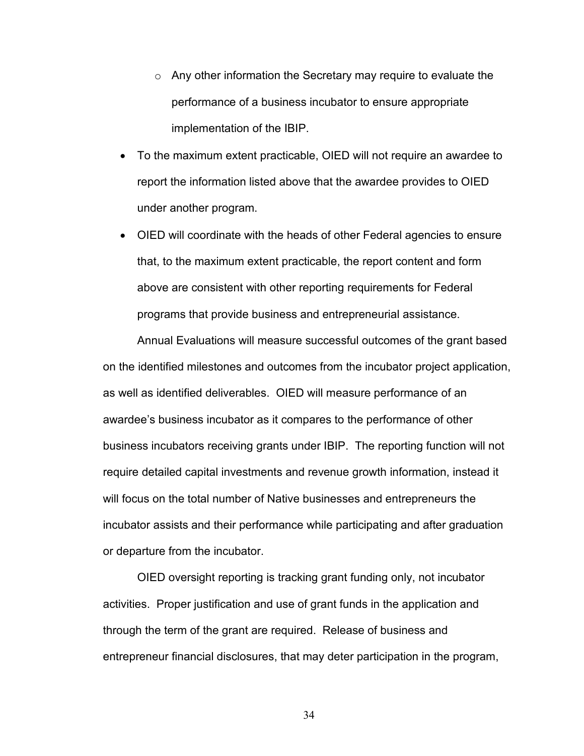- Any other information the Secretary may require to evaluate the performance of a business incubator to ensure appropriate implementation of the IBIP.
- To the maximum extent practicable, OIED will not require an awardee to report the information listed above that the awardee provides to OIED under another program.
- OIED will coordinate with the heads of other Federal agencies to ensure that, to the maximum extent practicable, the report content and form above are consistent with other reporting requirements for Federal programs that provide business and entrepreneurial assistance.

Annual Evaluations will measure successful outcomes of the grant based on the identified milestones and outcomes from the incubator project application, as well as identified deliverables. OIED will measure performance of an awardee's business incubator as it compares to the performance of other business incubators receiving grants under IBIP. The reporting function will not require detailed capital investments and revenue growth information, instead it will focus on the total number of Native businesses and entrepreneurs the incubator assists and their performance while participating and after graduation or departure from the incubator.

OIED oversight reporting is tracking grant funding only, not incubator activities. Proper justification and use of grant funds in the application and through the term of the grant are required. Release of business and entrepreneur financial disclosures, that may deter participation in the program,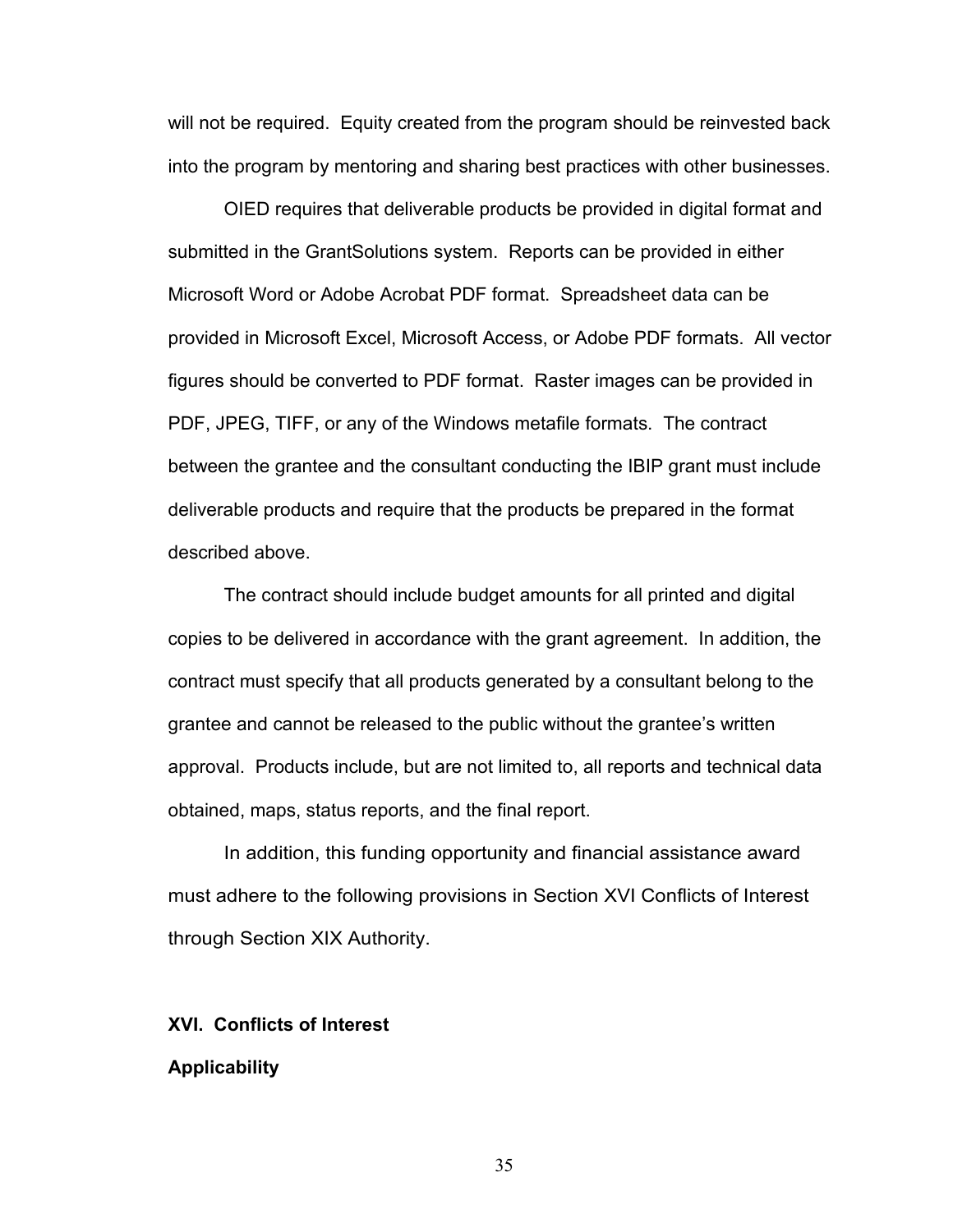will not be required. Equity created from the program should be reinvested back into the program by mentoring and sharing best practices with other businesses.

OIED requires that deliverable products be provided in digital format and submitted in the GrantSolutions system. Reports can be provided in either Microsoft Word or Adobe Acrobat PDF format. Spreadsheet data can be provided in Microsoft Excel, Microsoft Access, or Adobe PDF formats. All vector figures should be converted to PDF format. Raster images can be provided in PDF, JPEG, TIFF, or any of the Windows metafile formats. The contract between the grantee and the consultant conducting the IBIP grant must include deliverable products and require that the products be prepared in the format described above.

The contract should include budget amounts for all printed and digital copies to be delivered in accordance with the grant agreement. In addition, the contract must specify that all products generated by a consultant belong to the grantee and cannot be released to the public without the grantee's written approval. Products include, but are not limited to, all reports and technical data obtained, maps, status reports, and the final report.

In addition, this funding opportunity and financial assistance award must adhere to the following provisions in Section XVI Conflicts of Interest through Section XIX Authority.

## XVI. Conflicts of Interest

### Applicability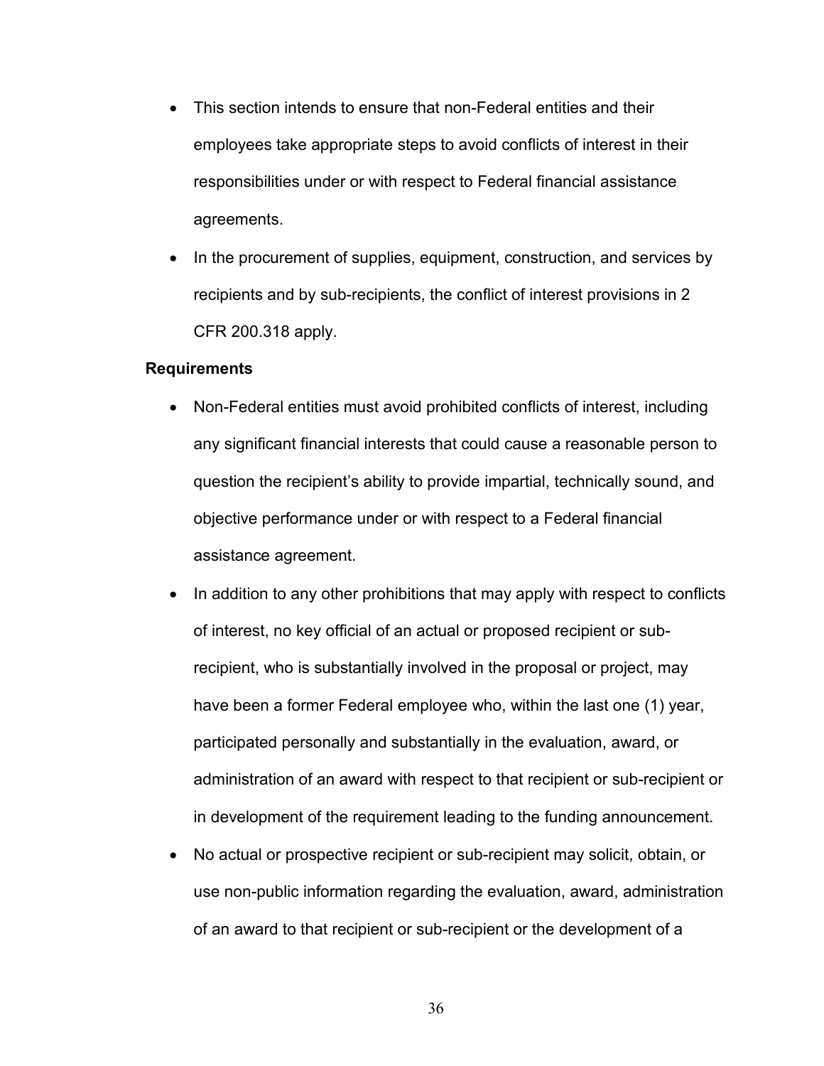- This section intends to ensure that non-Federal entities and their employees take appropriate steps to avoid conflicts of interest in their responsibilities under or with respect to Federal financial assistance agreements.
- In the procurement of supplies, equipment, construction, and services by recipients and by sub-recipients, the conflict of interest provisions in 2 CFR 200.318 apply.

**Requirements**

- Non-Federal entities must avoid prohibited conflicts of interest, including any significant financial interests that could cause a reasonable person to question the recipient's ability to provide impartial, technically sound, and objective performance under or with respect to a Federal financial assistance agreement.
- In addition to any other prohibitions that may apply with respect to conflicts of interest, no key official of an actual or proposed recipient or sub-recipient, who is substantially involved in the proposal or project, may have been a former Federal employee who, within the last one (1) year, participated personally and substantially in the evaluation, award, or administration of an award with respect to that recipient or sub-recipient or in development of the requirement leading to the funding announcement.
- No actual or prospective recipient or sub-recipient may solicit, obtain, or use non-public information regarding the evaluation, award, administration of an award to that recipient or sub-recipient or the development of a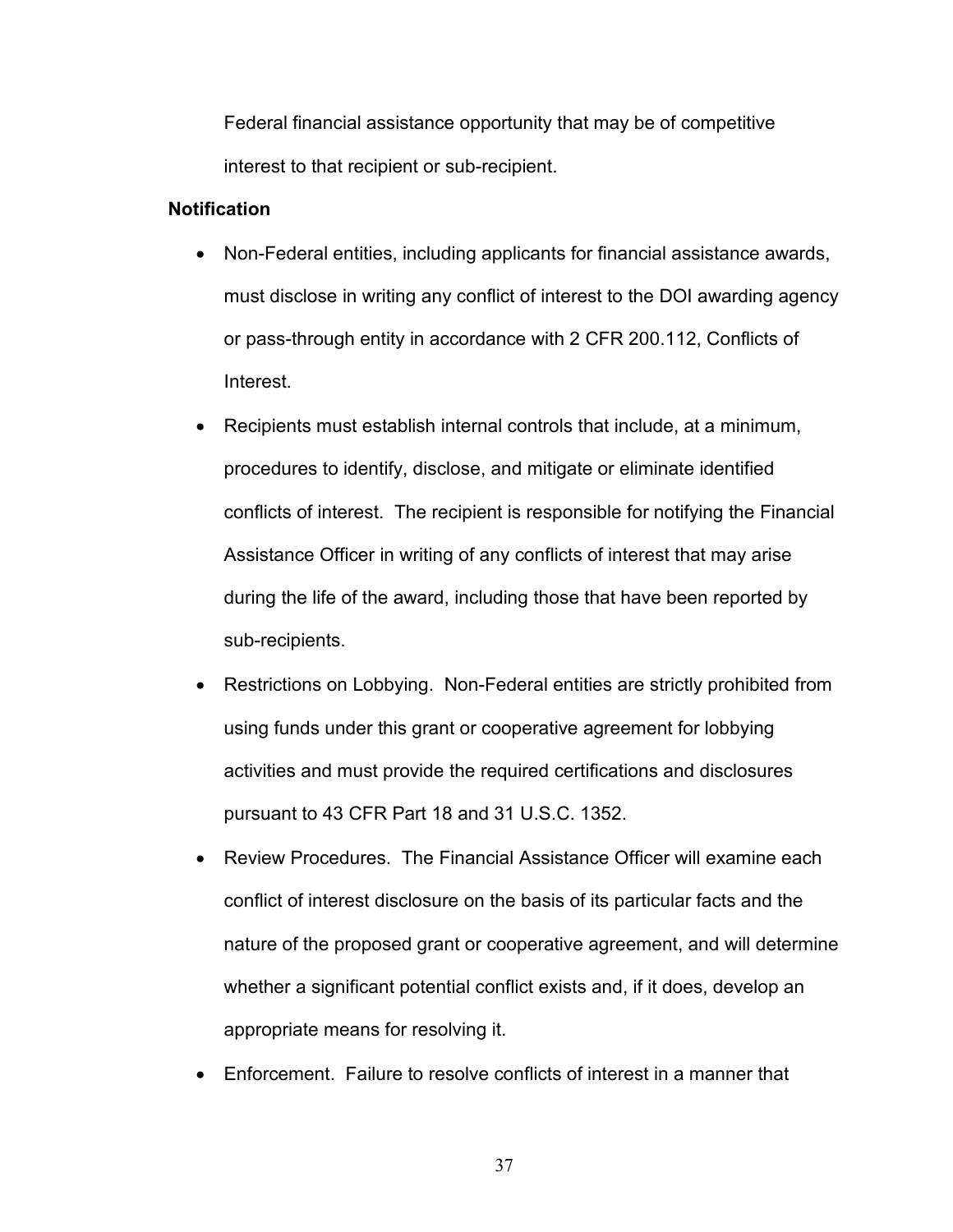Federal financial assistance opportunity that may be of competitive interest to that recipient or sub-recipient.

**Notification**

- Non-Federal entities, including applicants for financial assistance awards, must disclose in writing any conflict of interest to the DOI awarding agency or pass-through entity in accordance with 2 CFR 200.112, Conflicts of Interest.
- Recipients must establish internal controls that include, at a minimum, procedures to identify, disclose, and mitigate or eliminate identified conflicts of interest. The recipient is responsible for notifying the Financial Assistance Officer in writing of any conflicts of interest that may arise during the life of the award, including those that have been reported by sub-recipients.
- Restrictions on Lobbying. Non-Federal entities are strictly prohibited from using funds under this grant or cooperative agreement for lobbying activities and must provide the required certifications and disclosures pursuant to 43 CFR Part 18 and 31 U.S.C. 1352.
- Review Procedures. The Financial Assistance Officer will examine each conflict of interest disclosure on the basis of its particular facts and the nature of the proposed grant or cooperative agreement, and will determine whether a significant potential conflict exists and, if it does, develop an appropriate means for resolving it.
- Enforcement. Failure to resolve conflicts of interest in a manner that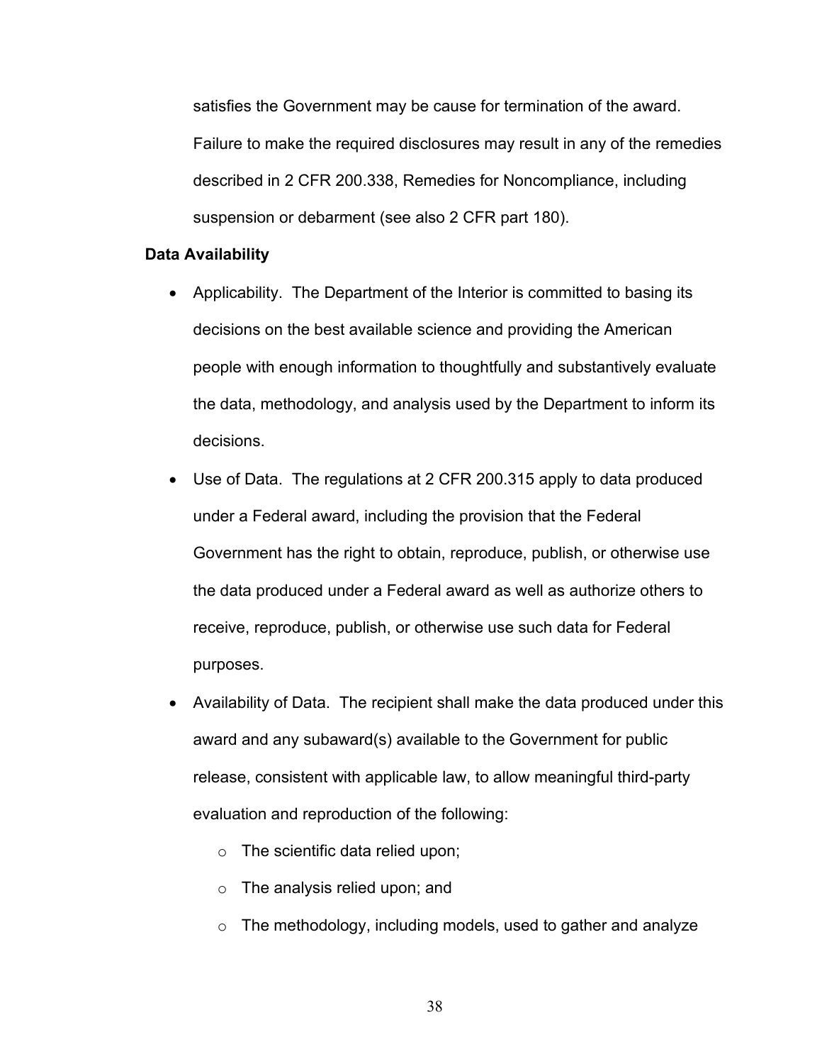satisfies the Government may be cause for termination of the award. Failure to make the required disclosures may result in any of the remedies described in 2 CFR 200.338, Remedies for Noncompliance, including suspension or debarment (see also 2 CFR part 180).

**Data Availability**

- Applicability. The Department of the Interior is committed to basing its decisions on the best available science and providing the American people with enough information to thoughtfully and substantively evaluate the data, methodology, and analysis used by the Department to inform its decisions.
- Use of Data. The regulations at 2 CFR 200.315 apply to data produced under a Federal award, including the provision that the Federal Government has the right to obtain, reproduce, publish, or otherwise use the data produced under a Federal award as well as authorize others to receive, reproduce, publish, or otherwise use such data for Federal purposes.
- Availability of Data. The recipient shall make the data produced under this award and any subaward(s) available to the Government for public release, consistent with applicable law, to allow meaningful third-party evaluation and reproduction of the following:
  - The scientific data relied upon;
  - The analysis relied upon; and
  - The methodology, including models, used to gather and analyze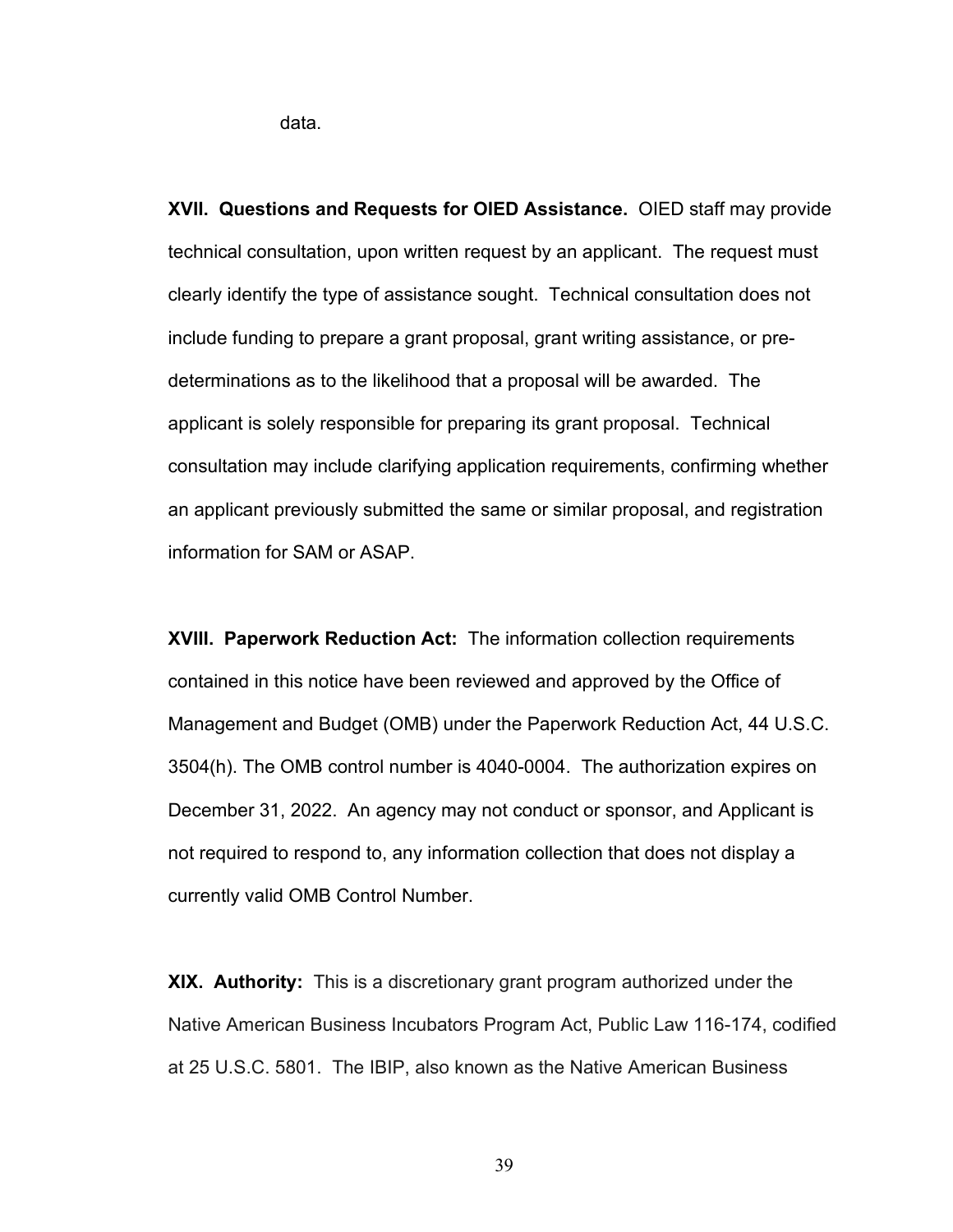data.

**XVII. Questions and Requests for OIED Assistance.** OIED staff may provide technical consultation, upon written request by an applicant. The request must clearly identify the type of assistance sought. Technical consultation does not include funding to prepare a grant proposal, grant writing assistance, or pre-determinations as to the likelihood that a proposal will be awarded. The applicant is solely responsible for preparing its grant proposal. Technical consultation may include clarifying application requirements, confirming whether an applicant previously submitted the same or similar proposal, and registration information for SAM or ASAP.

**XVIII. Paperwork Reduction Act:** The information collection requirements contained in this notice have been reviewed and approved by the Office of Management and Budget (OMB) under the Paperwork Reduction Act, 44 U.S.C. 3504(h). The OMB control number is 4040-0004. The authorization expires on December 31, 2022. An agency may not conduct or sponsor, and Applicant is not required to respond to, any information collection that does not display a currently valid OMB Control Number.

**XIX. Authority:** This is a discretionary grant program authorized under the Native American Business Incubators Program Act, Public Law 116-174, codified at 25 U.S.C. 5801. The IBIP, also known as the Native American Business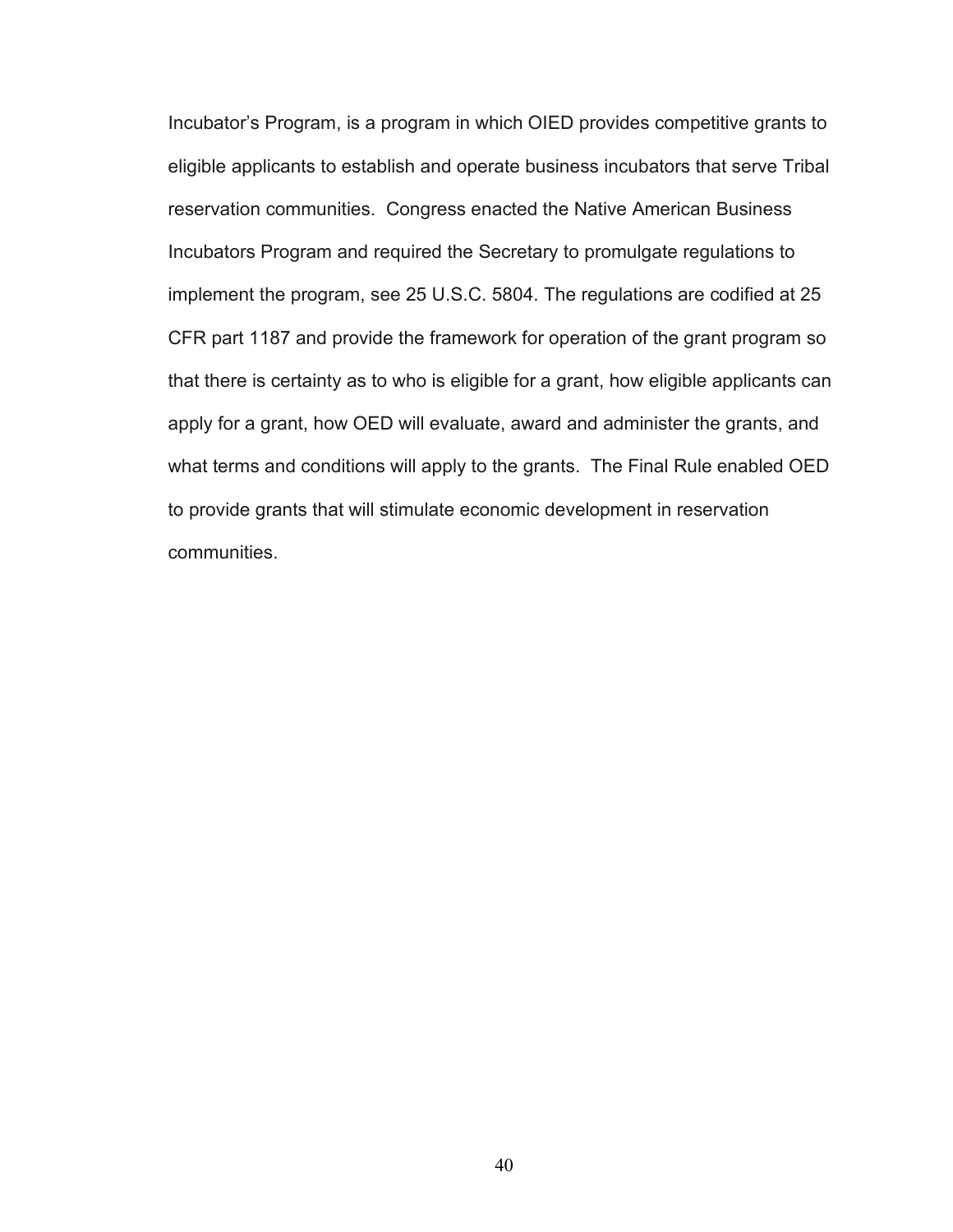Incubator's Program, is a program in which OIED provides competitive grants to eligible applicants to establish and operate business incubators that serve Tribal reservation communities. Congress enacted the Native American Business Incubators Program and required the Secretary to promulgate regulations to implement the program, see 25 U.S.C. 5804. The regulations are codified at 25 CFR part 1187 and provide the framework for operation of the grant program so that there is certainty as to who is eligible for a grant, how eligible applicants can apply for a grant, how OED will evaluate, award and administer the grants, and what terms and conditions will apply to the grants. The Final Rule enabled OED to provide grants that will stimulate economic development in reservation communities.